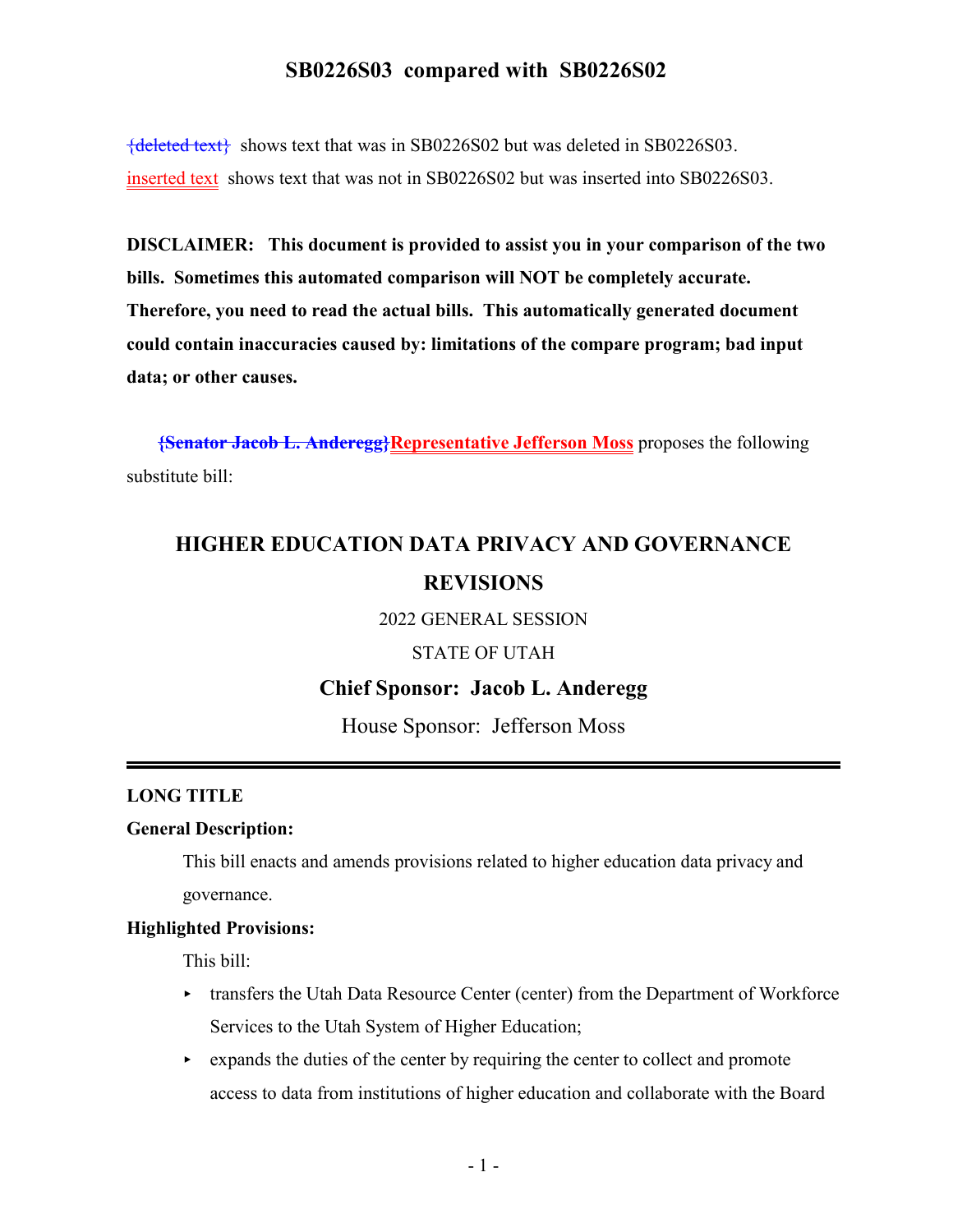# SB0226S03 compared with SB0226S02

{deleted text} shows text that was in SB0226S02 but was deleted in SB0226S03.

inserted text shows text that was not in SB0226S02 but was inserted into SB0226S03.

**DISCLAIMER: This document is provided to assist you in your comparison of the two bills. Sometimes this automated comparison will NOT be completely accurate. Therefore, you need to read the actual bills. This automatically generated document could contain inaccuracies caused by: limitations of the compare program; bad input data; or other causes.**

**{Senator Jacob L. Anderegg}Representative Jefferson Moss** proposes the following substitute bill:

## HIGHER EDUCATION DATA PRIVACY AND GOVERNANCE REVISIONS

2022 GENERAL SESSION

STATE OF UTAH

**Chief Sponsor: Jacob L. Anderegg**

House Sponsor: Jefferson Moss

---

**LONG TITLE**

**General Description:**

This bill enacts and amends provisions related to higher education data privacy and governance.

**Highlighted Provisions:**

This bill:

- transfers the Utah Data Resource Center (center) from the Department of Workforce Services to the Utah System of Higher Education;
- expands the duties of the center by requiring the center to collect and promote access to data from institutions of higher education and collaborate with the Board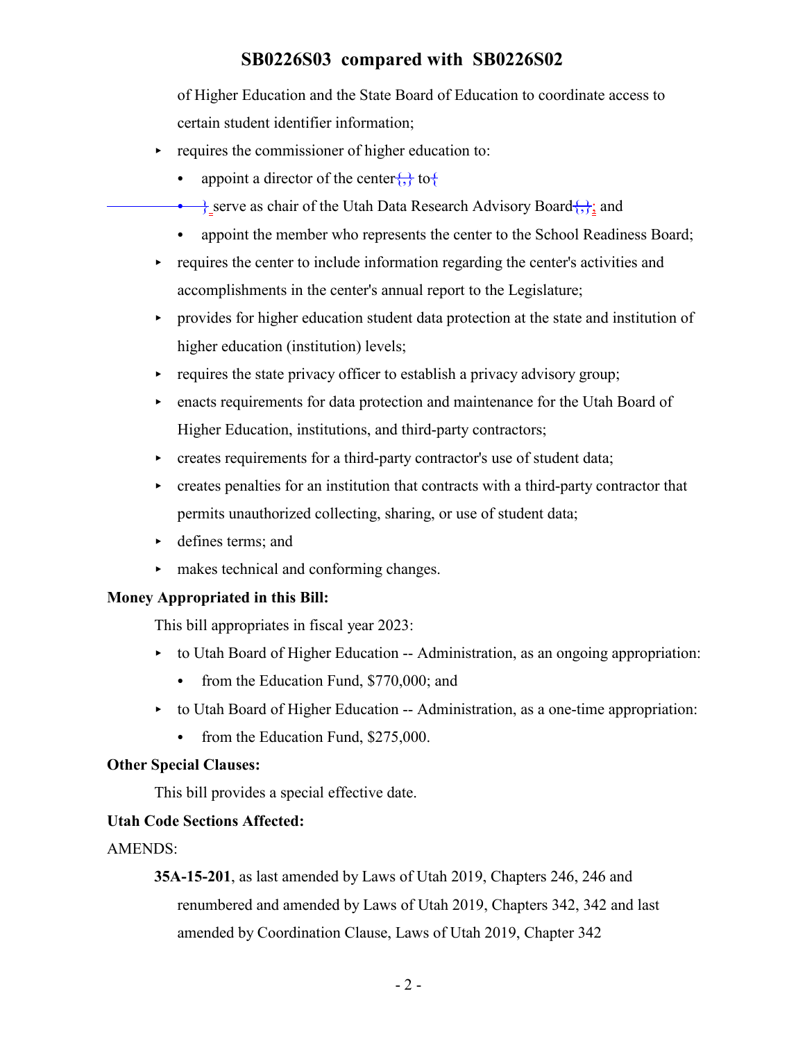of Higher Education and the State Board of Education to coordinate access to certain student identifier information;

- requires the commissioner of higher education to:
  - appoint a director of the center{,} to{
  - } serve as chair of the Utah Data Research Advisory Board{,}; and
  - appoint the member who represents the center to the School Readiness Board;
- requires the center to include information regarding the center's activities and accomplishments in the center's annual report to the Legislature;
- provides for higher education student data protection at the state and institution of higher education (institution) levels;
- requires the state privacy officer to establish a privacy advisory group;
- enacts requirements for data protection and maintenance for the Utah Board of Higher Education, institutions, and third-party contractors;
- creates requirements for a third-party contractor's use of student data;
- creates penalties for an institution that contracts with a third-party contractor that permits unauthorized collecting, sharing, or use of student data;
- defines terms; and
- makes technical and conforming changes.

**Money Appropriated in this Bill:**

This bill appropriates in fiscal year 2023:

- to Utah Board of Higher Education -- Administration, as an ongoing appropriation:
  - from the Education Fund, $770,000; and
- to Utah Board of Higher Education -- Administration, as a one-time appropriation:
  - from the Education Fund, $275,000.

**Other Special Clauses:**

This bill provides a special effective date.

**Utah Code Sections Affected:**

AMENDS:

**35A-15-201**, as last amended by Laws of Utah 2019, Chapters 246, 246 and renumbered and amended by Laws of Utah 2019, Chapters 342, 342 and last amended by Coordination Clause, Laws of Utah 2019, Chapter 342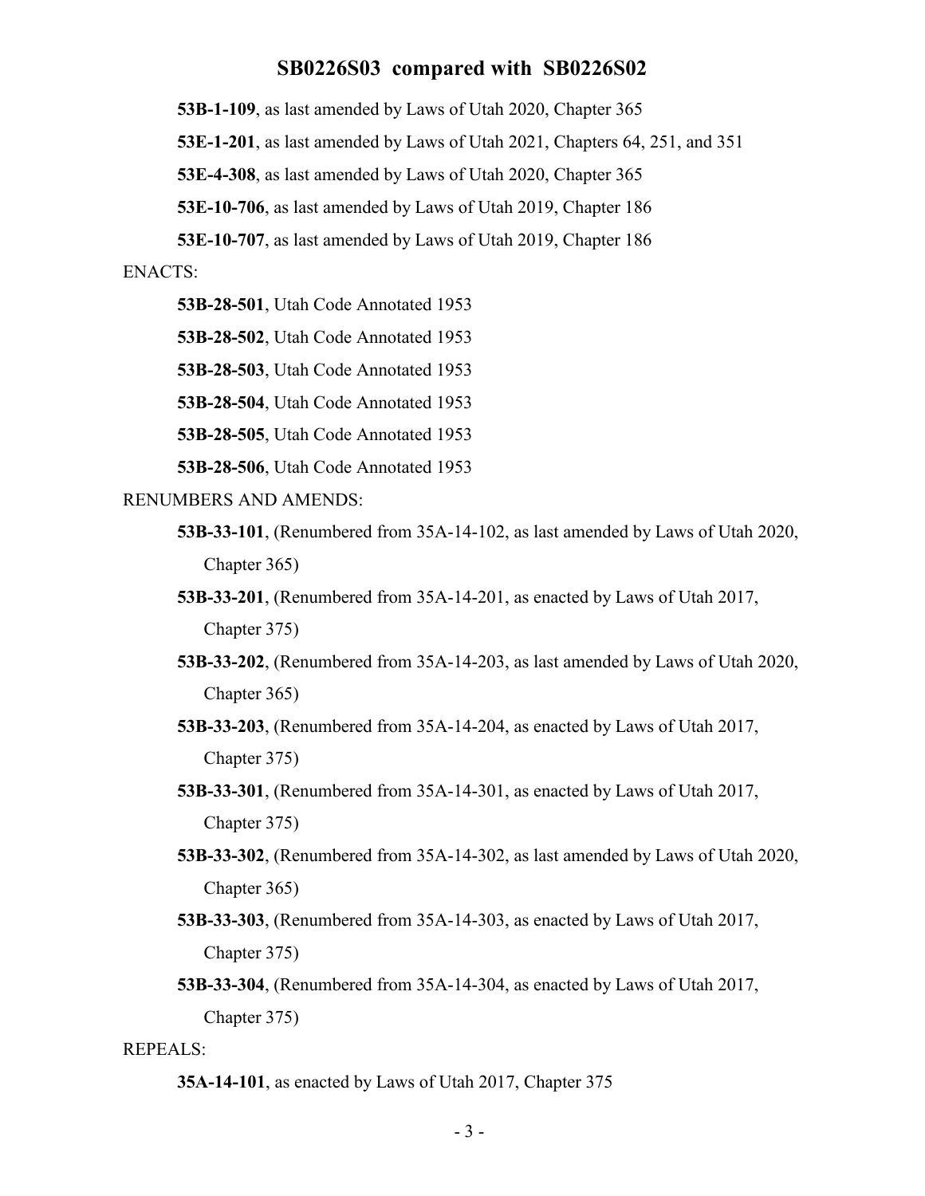**53B-1-109**, as last amended by Laws of Utah 2020, Chapter 365

**53E-1-201**, as last amended by Laws of Utah 2021, Chapters 64, 251, and 351

**53E-4-308**, as last amended by Laws of Utah 2020, Chapter 365

**53E-10-706**, as last amended by Laws of Utah 2019, Chapter 186

**53E-10-707**, as last amended by Laws of Utah 2019, Chapter 186

ENACTS:

**53B-28-501**, Utah Code Annotated 1953

**53B-28-502**, Utah Code Annotated 1953

**53B-28-503**, Utah Code Annotated 1953

**53B-28-504**, Utah Code Annotated 1953

**53B-28-505**, Utah Code Annotated 1953

**53B-28-506**, Utah Code Annotated 1953

RENUMBERS AND AMENDS:

**53B-33-101**, (Renumbered from 35A-14-102, as last amended by Laws of Utah 2020, Chapter 365)

**53B-33-201**, (Renumbered from 35A-14-201, as enacted by Laws of Utah 2017, Chapter 375)

**53B-33-202**, (Renumbered from 35A-14-203, as last amended by Laws of Utah 2020, Chapter 365)

**53B-33-203**, (Renumbered from 35A-14-204, as enacted by Laws of Utah 2017, Chapter 375)

**53B-33-301**, (Renumbered from 35A-14-301, as enacted by Laws of Utah 2017, Chapter 375)

**53B-33-302**, (Renumbered from 35A-14-302, as last amended by Laws of Utah 2020, Chapter 365)

**53B-33-303**, (Renumbered from 35A-14-303, as enacted by Laws of Utah 2017, Chapter 375)

**53B-33-304**, (Renumbered from 35A-14-304, as enacted by Laws of Utah 2017, Chapter 375)

REPEALS:

**35A-14-101**, as enacted by Laws of Utah 2017, Chapter 375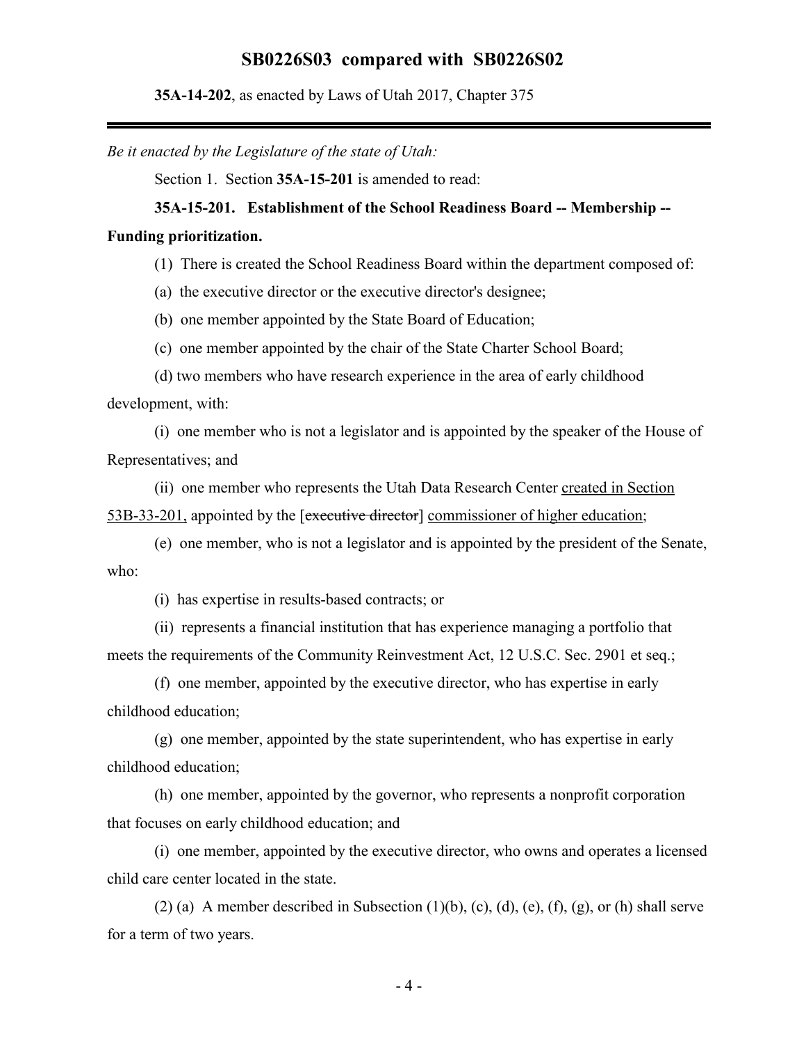**35A-14-202**, as enacted by Laws of Utah 2017, Chapter 375

*Be it enacted by the Legislature of the state of Utah:*

Section 1. Section **35A-15-201** is amended to read:

**35A-15-201. Establishment of the School Readiness Board -- Membership -- Funding prioritization.**

(1) There is created the School Readiness Board within the department composed of:

(a) the executive director or the executive director's designee;

(b) one member appointed by the State Board of Education;

(c) one member appointed by the chair of the State Charter School Board;

(d) two members who have research experience in the area of early childhood development, with:

(i) one member who is not a legislator and is appointed by the speaker of the House of Representatives; and

(ii) one member who represents the Utah Data Research Center created in Section 53B-33-201, appointed by the [~~executive director~~] commissioner of higher education;

(e) one member, who is not a legislator and is appointed by the president of the Senate, who:

(i) has expertise in results-based contracts; or

(ii) represents a financial institution that has experience managing a portfolio that meets the requirements of the Community Reinvestment Act, 12 U.S.C. Sec. 2901 et seq.;

(f) one member, appointed by the executive director, who has expertise in early childhood education;

(g) one member, appointed by the state superintendent, who has expertise in early childhood education;

(h) one member, appointed by the governor, who represents a nonprofit corporation that focuses on early childhood education; and

(i) one member, appointed by the executive director, who owns and operates a licensed child care center located in the state.

(2) (a) A member described in Subsection (1)(b), (c), (d), (e), (f), (g), or (h) shall serve for a term of two years.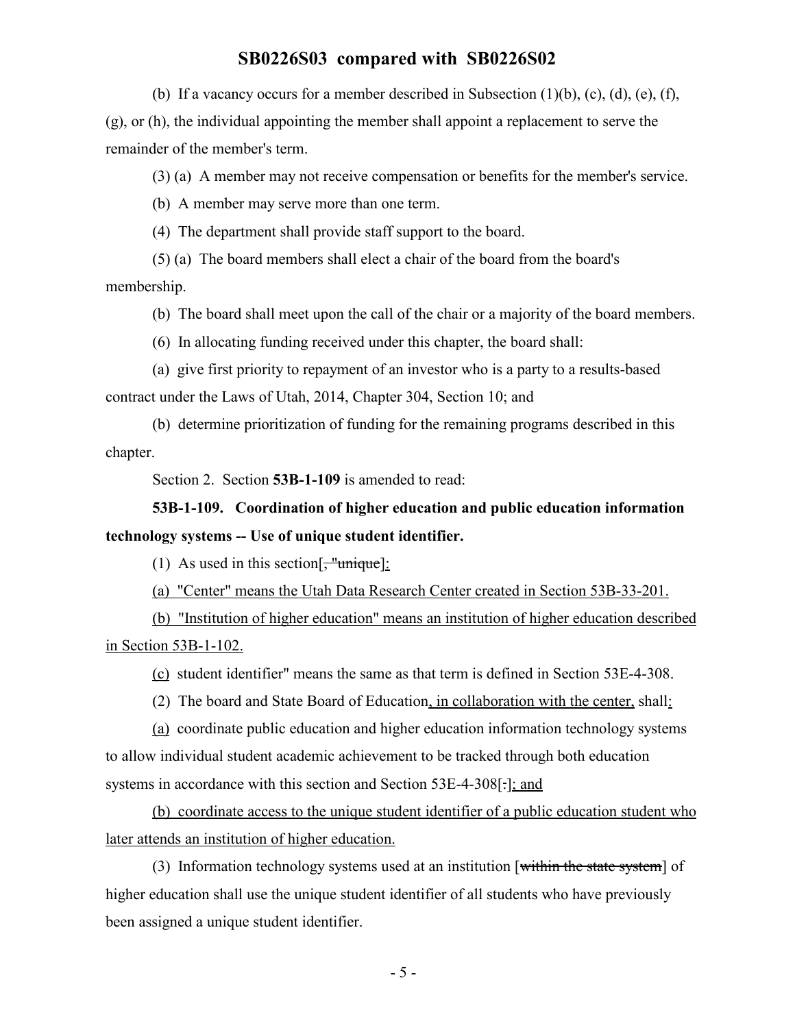(b) If a vacancy occurs for a member described in Subsection (1)(b), (c), (d), (e), (f), (g), or (h), the individual appointing the member shall appoint a replacement to serve the remainder of the member's term.

(3) (a) A member may not receive compensation or benefits for the member's service.

(b) A member may serve more than one term.

(4) The department shall provide staff support to the board.

(5) (a) The board members shall elect a chair of the board from the board's membership.

(b) The board shall meet upon the call of the chair or a majority of the board members.

(6) In allocating funding received under this chapter, the board shall:

(a) give first priority to repayment of an investor who is a party to a results-based contract under the Laws of Utah, 2014, Chapter 304, Section 10; and

(b) determine prioritization of funding for the remaining programs described in this chapter.

Section 2. Section **53B-1-109** is amended to read:

**53B-1-109. Coordination of higher education and public education information technology systems -- Use of unique student identifier.**

(1) As used in this section[~~, "unique~~]:

(a) "Center" means the Utah Data Research Center created in Section 53B-33-201.

(b) "Institution of higher education" means an institution of higher education described in Section 53B-1-102.

(c) student identifier" means the same as that term is defined in Section 53E-4-308.

(2) The board and State Board of Education, in collaboration with the center, shall:

(a) coordinate public education and higher education information technology systems to allow individual student academic achievement to be tracked through both education systems in accordance with this section and Section 53E-4-308[~~.~~]; and

(b) coordinate access to the unique student identifier of a public education student who later attends an institution of higher education.

(3) Information technology systems used at an institution [~~within the state system~~] of higher education shall use the unique student identifier of all students who have previously been assigned a unique student identifier.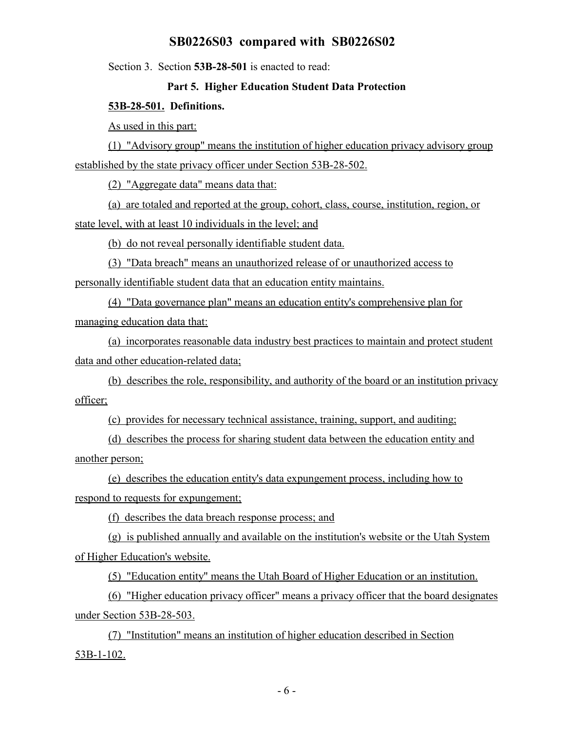Section 3. Section **53B-28-501** is enacted to read:

**Part 5. Higher Education Student Data Protection**

**53B-28-501. Definitions.**

As used in this part:

(1) "Advisory group" means the institution of higher education privacy advisory group established by the state privacy officer under Section 53B-28-502.

(2) "Aggregate data" means data that:

(a) are totaled and reported at the group, cohort, class, course, institution, region, or state level, with at least 10 individuals in the level; and

(b) do not reveal personally identifiable student data.

(3) "Data breach" means an unauthorized release of or unauthorized access to personally identifiable student data that an education entity maintains.

(4) "Data governance plan" means an education entity's comprehensive plan for managing education data that:

(a) incorporates reasonable data industry best practices to maintain and protect student data and other education-related data;

(b) describes the role, responsibility, and authority of the board or an institution privacy officer;

(c) provides for necessary technical assistance, training, support, and auditing;

(d) describes the process for sharing student data between the education entity and another person;

(e) describes the education entity's data expungement process, including how to respond to requests for expungement;

(f) describes the data breach response process; and

(g) is published annually and available on the institution's website or the Utah System of Higher Education's website.

(5) "Education entity" means the Utah Board of Higher Education or an institution.

(6) "Higher education privacy officer" means a privacy officer that the board designates under Section 53B-28-503.

(7) "Institution" means an institution of higher education described in Section 53B-1-102.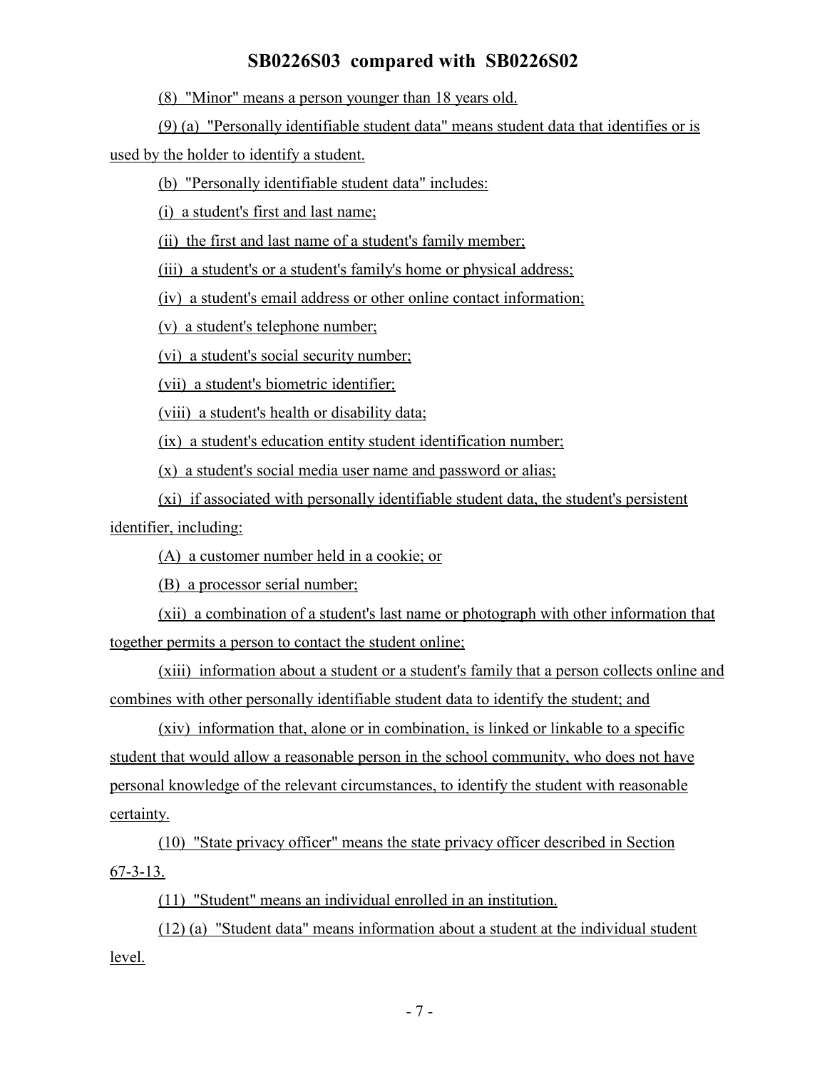(8) "Minor" means a person younger than 18 years old.

(9) (a) "Personally identifiable student data" means student data that identifies or is used by the holder to identify a student.

(b) "Personally identifiable student data" includes:

(i) a student's first and last name;

(ii) the first and last name of a student's family member;

(iii) a student's or a student's family's home or physical address;

(iv) a student's email address or other online contact information;

(v) a student's telephone number;

(vi) a student's social security number;

(vii) a student's biometric identifier;

(viii) a student's health or disability data;

(ix) a student's education entity student identification number;

(x) a student's social media user name and password or alias;

(xi) if associated with personally identifiable student data, the student's persistent identifier, including:

(A) a customer number held in a cookie; or

(B) a processor serial number;

(xii) a combination of a student's last name or photograph with other information that together permits a person to contact the student online;

(xiii) information about a student or a student's family that a person collects online and combines with other personally identifiable student data to identify the student; and

(xiv) information that, alone or in combination, is linked or linkable to a specific student that would allow a reasonable person in the school community, who does not have personal knowledge of the relevant circumstances, to identify the student with reasonable certainty.

(10) "State privacy officer" means the state privacy officer described in Section 67-3-13.

(11) "Student" means an individual enrolled in an institution.

(12) (a) "Student data" means information about a student at the individual student level.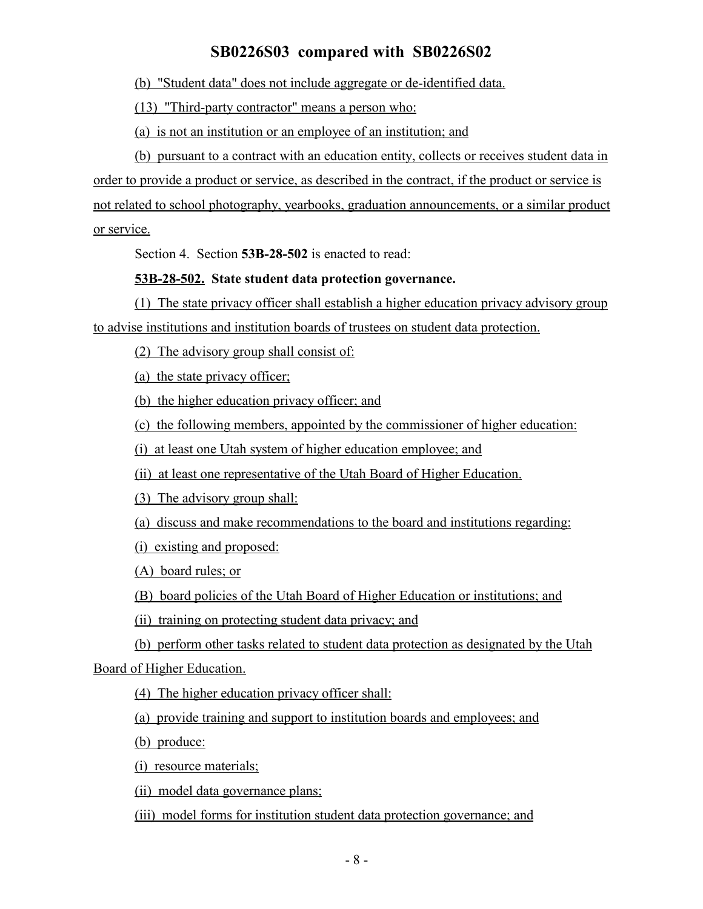(b) "Student data" does not include aggregate or de-identified data.

(13) "Third-party contractor" means a person who:

(a) is not an institution or an employee of an institution; and

(b) pursuant to a contract with an education entity, collects or receives student data in order to provide a product or service, as described in the contract, if the product or service is not related to school photography, yearbooks, graduation announcements, or a similar product or service.

Section 4. Section **53B-28-502** is enacted to read:

**53B-28-502. State student data protection governance.**

(1) The state privacy officer shall establish a higher education privacy advisory group to advise institutions and institution boards of trustees on student data protection.

(2) The advisory group shall consist of:

(a) the state privacy officer;

(b) the higher education privacy officer; and

(c) the following members, appointed by the commissioner of higher education:

(i) at least one Utah system of higher education employee; and

(ii) at least one representative of the Utah Board of Higher Education.

(3) The advisory group shall:

(a) discuss and make recommendations to the board and institutions regarding:

(i) existing and proposed:

(A) board rules; or

(B) board policies of the Utah Board of Higher Education or institutions; and

(ii) training on protecting student data privacy; and

(b) perform other tasks related to student data protection as designated by the Utah Board of Higher Education.

(4) The higher education privacy officer shall:

(a) provide training and support to institution boards and employees; and

(b) produce:

(i) resource materials;

(ii) model data governance plans;

(iii) model forms for institution student data protection governance; and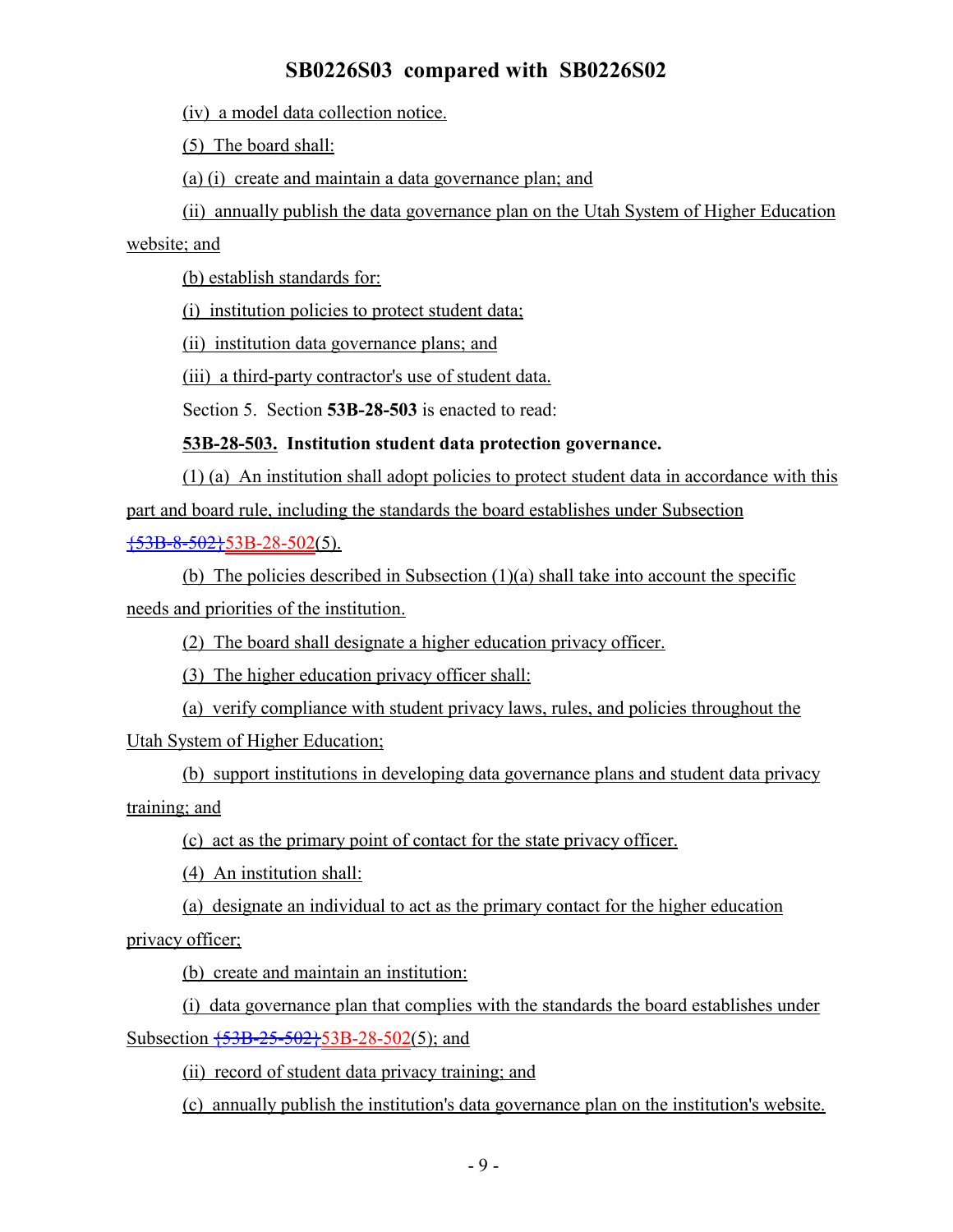(iv) a model data collection notice.

(5) The board shall:

(a) (i) create and maintain a data governance plan; and

(ii) annually publish the data governance plan on the Utah System of Higher Education website; and

(b) establish standards for:

(i) institution policies to protect student data;

(ii) institution data governance plans; and

(iii) a third-party contractor's use of student data.

Section 5. Section **53B-28-503** is enacted to read:

**53B-28-503. Institution student data protection governance.**

(1) (a) An institution shall adopt policies to protect student data in accordance with this part and board rule, including the standards the board establishes under Subsection {53B-8-502}53B-28-502(5).

(b) The policies described in Subsection (1)(a) shall take into account the specific needs and priorities of the institution.

(2) The board shall designate a higher education privacy officer.

(3) The higher education privacy officer shall:

(a) verify compliance with student privacy laws, rules, and policies throughout the Utah System of Higher Education;

(b) support institutions in developing data governance plans and student data privacy training; and

(c) act as the primary point of contact for the state privacy officer.

(4) An institution shall:

(a) designate an individual to act as the primary contact for the higher education privacy officer;

(b) create and maintain an institution:

(i) data governance plan that complies with the standards the board establishes under Subsection {53B-25-502}53B-28-502(5); and

(ii) record of student data privacy training; and

(c) annually publish the institution's data governance plan on the institution's website.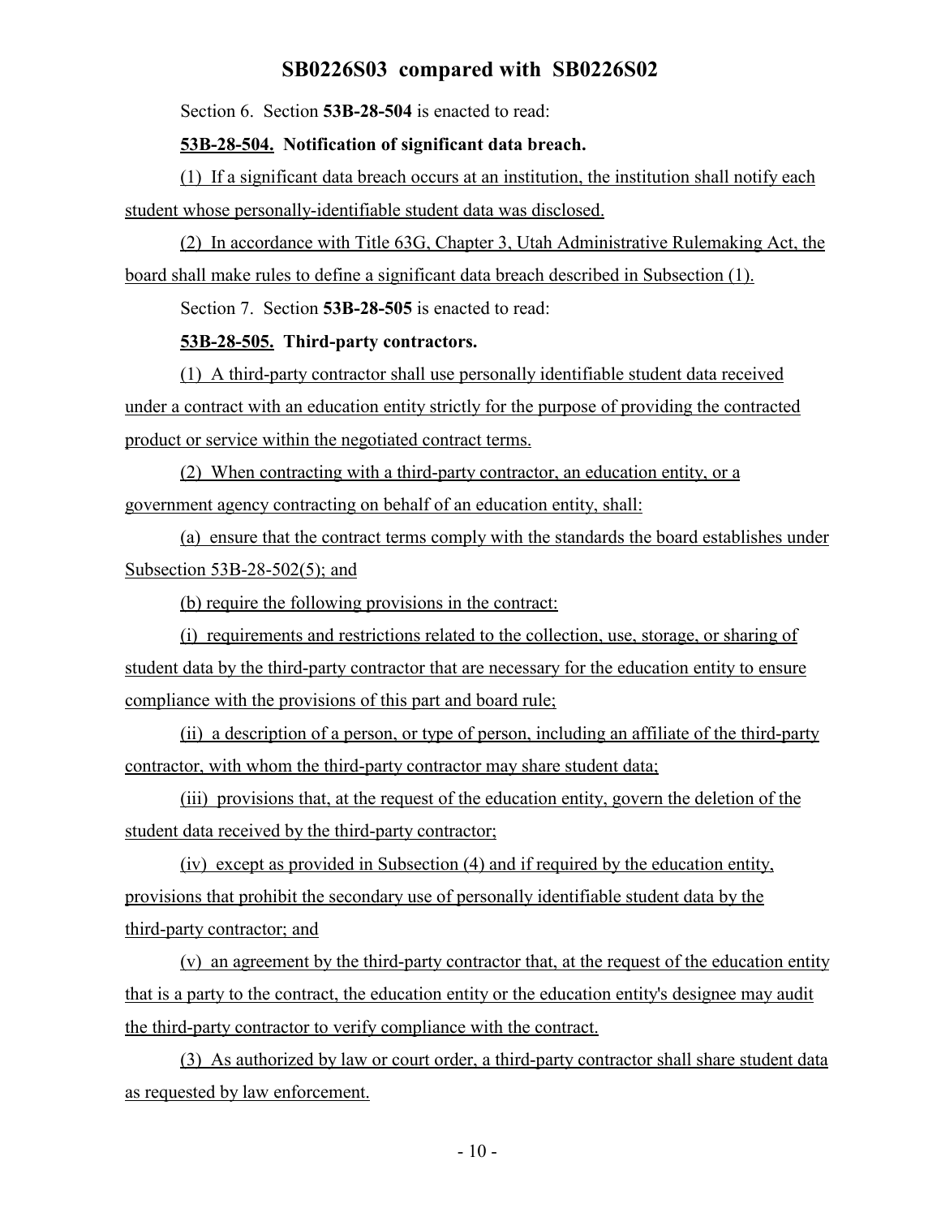Section 6. Section **53B-28-504** is enacted to read:

**53B-28-504. Notification of significant data breach.**

(1) If a significant data breach occurs at an institution, the institution shall notify each student whose personally-identifiable student data was disclosed.

(2) In accordance with Title 63G, Chapter 3, Utah Administrative Rulemaking Act, the board shall make rules to define a significant data breach described in Subsection (1).

Section 7. Section **53B-28-505** is enacted to read:

**53B-28-505. Third-party contractors.**

(1) A third-party contractor shall use personally identifiable student data received under a contract with an education entity strictly for the purpose of providing the contracted product or service within the negotiated contract terms.

(2) When contracting with a third-party contractor, an education entity, or a government agency contracting on behalf of an education entity, shall:

(a) ensure that the contract terms comply with the standards the board establishes under Subsection 53B-28-502(5); and

(b) require the following provisions in the contract:

(i) requirements and restrictions related to the collection, use, storage, or sharing of student data by the third-party contractor that are necessary for the education entity to ensure compliance with the provisions of this part and board rule;

(ii) a description of a person, or type of person, including an affiliate of the third-party contractor, with whom the third-party contractor may share student data;

(iii) provisions that, at the request of the education entity, govern the deletion of the student data received by the third-party contractor;

(iv) except as provided in Subsection (4) and if required by the education entity, provisions that prohibit the secondary use of personally identifiable student data by the third-party contractor; and

(v) an agreement by the third-party contractor that, at the request of the education entity that is a party to the contract, the education entity or the education entity's designee may audit the third-party contractor to verify compliance with the contract.

(3) As authorized by law or court order, a third-party contractor shall share student data as requested by law enforcement.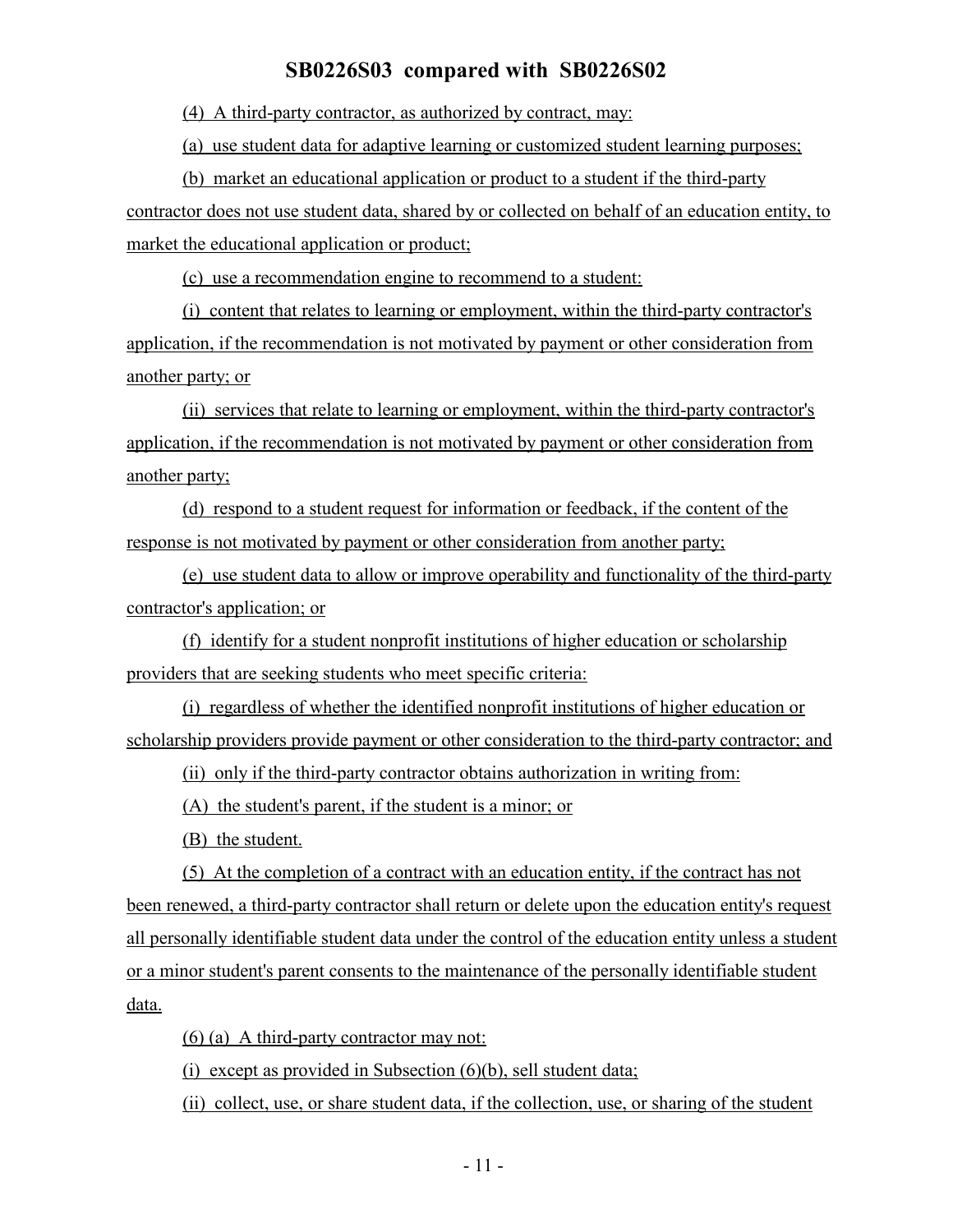(4) A third-party contractor, as authorized by contract, may:

(a) use student data for adaptive learning or customized student learning purposes;

(b) market an educational application or product to a student if the third-party contractor does not use student data, shared by or collected on behalf of an education entity, to market the educational application or product;

(c) use a recommendation engine to recommend to a student:

(i) content that relates to learning or employment, within the third-party contractor's application, if the recommendation is not motivated by payment or other consideration from another party; or

(ii) services that relate to learning or employment, within the third-party contractor's application, if the recommendation is not motivated by payment or other consideration from another party;

(d) respond to a student request for information or feedback, if the content of the response is not motivated by payment or other consideration from another party;

(e) use student data to allow or improve operability and functionality of the third-party contractor's application; or

(f) identify for a student nonprofit institutions of higher education or scholarship providers that are seeking students who meet specific criteria:

(i) regardless of whether the identified nonprofit institutions of higher education or scholarship providers provide payment or other consideration to the third-party contractor; and

(ii) only if the third-party contractor obtains authorization in writing from:

(A) the student's parent, if the student is a minor; or

(B) the student.

(5) At the completion of a contract with an education entity, if the contract has not been renewed, a third-party contractor shall return or delete upon the education entity's request all personally identifiable student data under the control of the education entity unless a student or a minor student's parent consents to the maintenance of the personally identifiable student data.

(6) (a) A third-party contractor may not:

(i) except as provided in Subsection (6)(b), sell student data;

(ii) collect, use, or share student data, if the collection, use, or sharing of the student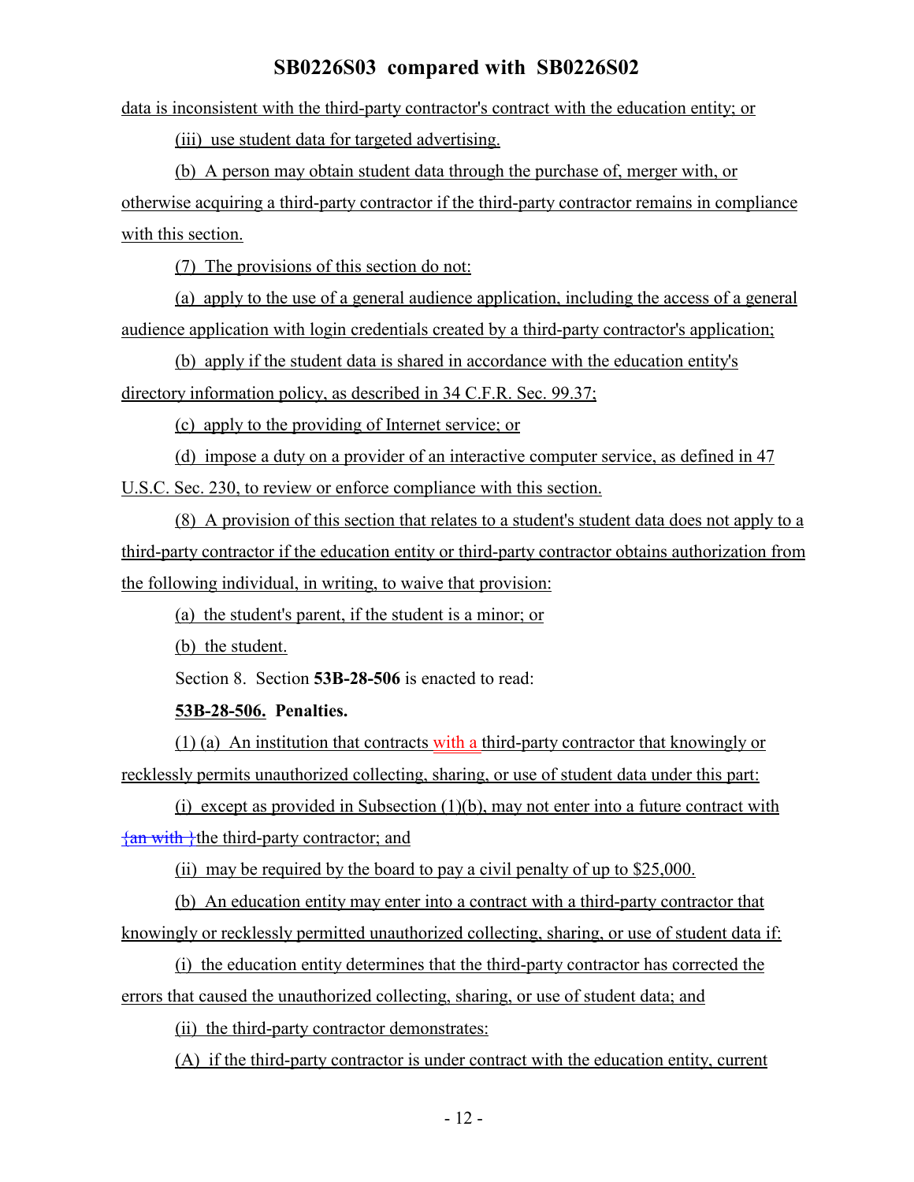data is inconsistent with the third-party contractor's contract with the education entity; or

(iii) use student data for targeted advertising.

(b) A person may obtain student data through the purchase of, merger with, or otherwise acquiring a third-party contractor if the third-party contractor remains in compliance with this section.

(7) The provisions of this section do not:

(a) apply to the use of a general audience application, including the access of a general audience application with login credentials created by a third-party contractor's application;

(b) apply if the student data is shared in accordance with the education entity's directory information policy, as described in 34 C.F.R. Sec. 99.37;

(c) apply to the providing of Internet service; or

(d) impose a duty on a provider of an interactive computer service, as defined in 47 U.S.C. Sec. 230, to review or enforce compliance with this section.

(8) A provision of this section that relates to a student's student data does not apply to a third-party contractor if the education entity or third-party contractor obtains authorization from the following individual, in writing, to waive that provision:

(a) the student's parent, if the student is a minor; or

(b) the student.

Section 8. Section **53B-28-506** is enacted to read:

**53B-28-506. Penalties.**

(1) (a) An institution that contracts with a third-party contractor that knowingly or recklessly permits unauthorized collecting, sharing, or use of student data under this part:

(i) except as provided in Subsection (1)(b), may not enter into a future contract with {an with }the third-party contractor; and

(ii) may be required by the board to pay a civil penalty of up to $25,000.

(b) An education entity may enter into a contract with a third-party contractor that knowingly or recklessly permitted unauthorized collecting, sharing, or use of student data if:

(i) the education entity determines that the third-party contractor has corrected the errors that caused the unauthorized collecting, sharing, or use of student data; and

(ii) the third-party contractor demonstrates:

(A) if the third-party contractor is under contract with the education entity, current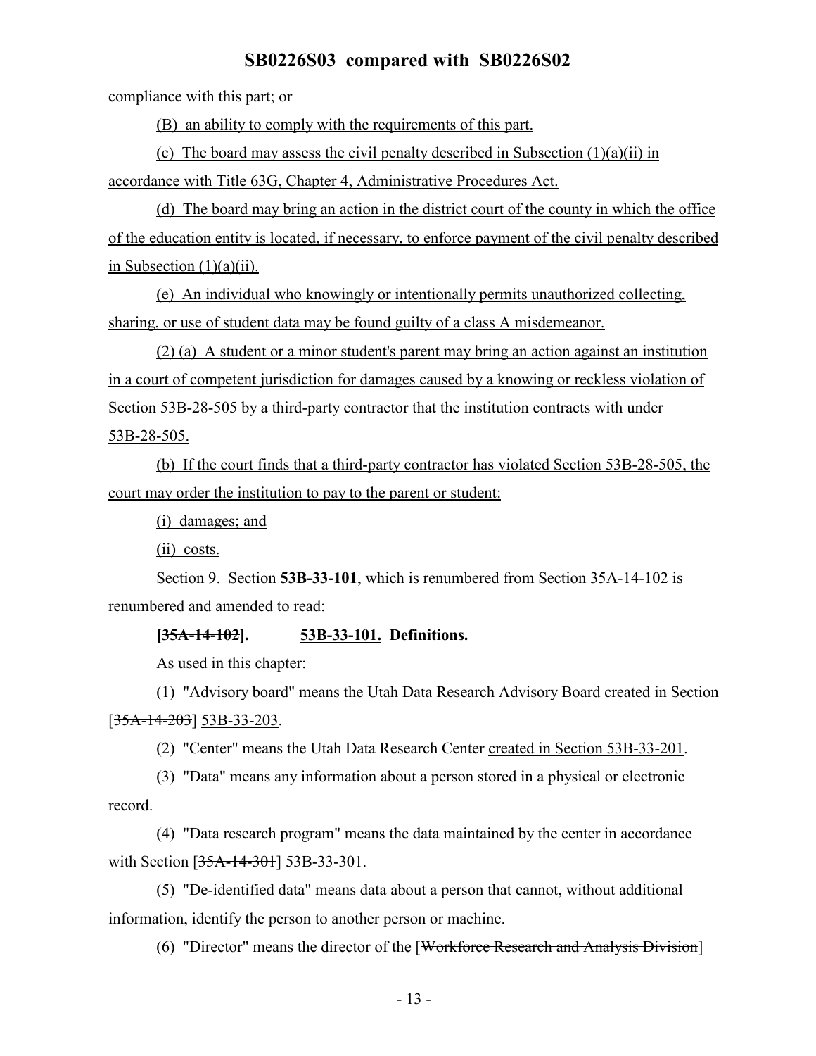compliance with this part; or

(B) an ability to comply with the requirements of this part.

(c) The board may assess the civil penalty described in Subsection (1)(a)(ii) in accordance with Title 63G, Chapter 4, Administrative Procedures Act.

(d) The board may bring an action in the district court of the county in which the office of the education entity is located, if necessary, to enforce payment of the civil penalty described in Subsection (1)(a)(ii).

(e) An individual who knowingly or intentionally permits unauthorized collecting, sharing, or use of student data may be found guilty of a class A misdemeanor.

(2) (a) A student or a minor student's parent may bring an action against an institution in a court of competent jurisdiction for damages caused by a knowing or reckless violation of Section 53B-28-505 by a third-party contractor that the institution contracts with under 53B-28-505.

(b) If the court finds that a third-party contractor has violated Section 53B-28-505, the court may order the institution to pay to the parent or student:

(i) damages; and

(ii) costs.

Section 9. Section **53B-33-101**, which is renumbered from Section 35A-14-102 is renumbered and amended to read:

**[~~35A-14-102~~]. 53B-33-101. Definitions.**

As used in this chapter:

(1) "Advisory board" means the Utah Data Research Advisory Board created in Section [~~35A-14-203~~] 53B-33-203.

(2) "Center" means the Utah Data Research Center created in Section 53B-33-201.

(3) "Data" means any information about a person stored in a physical or electronic record.

(4) "Data research program" means the data maintained by the center in accordance with Section [~~35A-14-301~~] 53B-33-301.

(5) "De-identified data" means data about a person that cannot, without additional information, identify the person to another person or machine.

(6) "Director" means the director of the [~~Workforce Research and Analysis Division~~]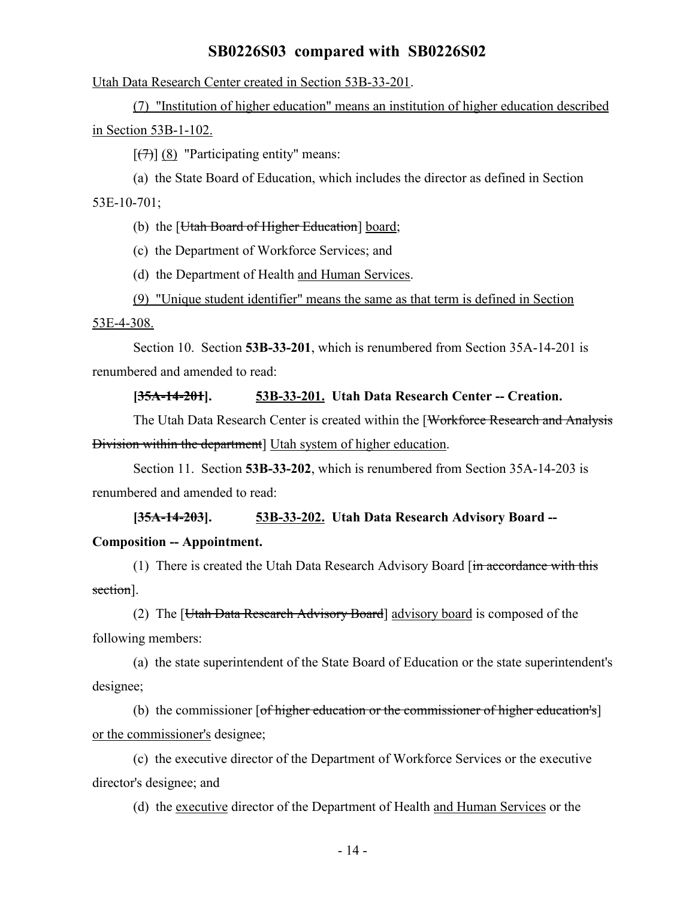Utah Data Research Center created in Section 53B-33-201.

(7) "Institution of higher education" means an institution of higher education described in Section 53B-1-102.

[(7)] (8) "Participating entity" means:

(a) the State Board of Education, which includes the director as defined in Section 53E-10-701;

(b) the [Utah Board of Higher Education] board;

(c) the Department of Workforce Services; and

(d) the Department of Health and Human Services.

(9) "Unique student identifier" means the same as that term is defined in Section 53E-4-308.

Section 10. Section **53B-33-201**, which is renumbered from Section 35A-14-201 is renumbered and amended to read:

**[35A-14-201]. 53B-33-201. Utah Data Research Center -- Creation.**

The Utah Data Research Center is created within the [Workforce Research and Analysis Division within the department] Utah system of higher education.

Section 11. Section **53B-33-202**, which is renumbered from Section 35A-14-203 is renumbered and amended to read:

**[35A-14-203]. 53B-33-202. Utah Data Research Advisory Board -- Composition -- Appointment.**

(1) There is created the Utah Data Research Advisory Board [in accordance with this section].

(2) The [Utah Data Research Advisory Board] advisory board is composed of the following members:

(a) the state superintendent of the State Board of Education or the state superintendent's designee;

(b) the commissioner [of higher education or the commissioner of higher education's] or the commissioner's designee;

(c) the executive director of the Department of Workforce Services or the executive director's designee; and

(d) the executive director of the Department of Health and Human Services or the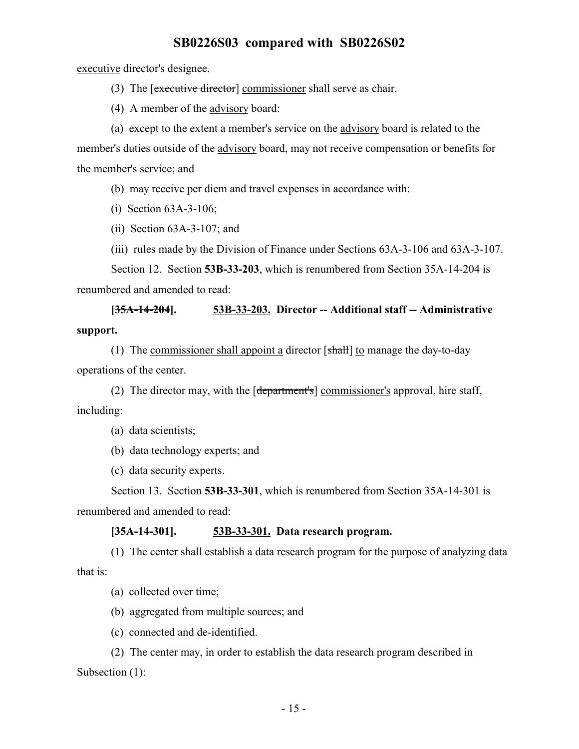executive director's designee.

(3) The [~~executive director~~] commissioner shall serve as chair.

(4) A member of the advisory board:

(a) except to the extent a member's service on the advisory board is related to the member's duties outside of the advisory board, may not receive compensation or benefits for the member's service; and

(b) may receive per diem and travel expenses in accordance with:

(i) Section 63A-3-106;

(ii) Section 63A-3-107; and

(iii) rules made by the Division of Finance under Sections 63A-3-106 and 63A-3-107.

Section 12. Section **53B-33-203**, which is renumbered from Section 35A-14-204 is renumbered and amended to read:

**[~~35A-14-204~~]. 53B-33-203. Director -- Additional staff -- Administrative support.**

(1) The commissioner shall appoint a director [~~shall~~] to manage the day-to-day operations of the center.

(2) The director may, with the [~~department's~~] commissioner's approval, hire staff, including:

(a) data scientists;

(b) data technology experts; and

(c) data security experts.

Section 13. Section **53B-33-301**, which is renumbered from Section 35A-14-301 is renumbered and amended to read:

**[~~35A-14-301~~]. 53B-33-301. Data research program.**

(1) The center shall establish a data research program for the purpose of analyzing data that is:

(a) collected over time;

(b) aggregated from multiple sources; and

(c) connected and de-identified.

(2) The center may, in order to establish the data research program described in Subsection (1):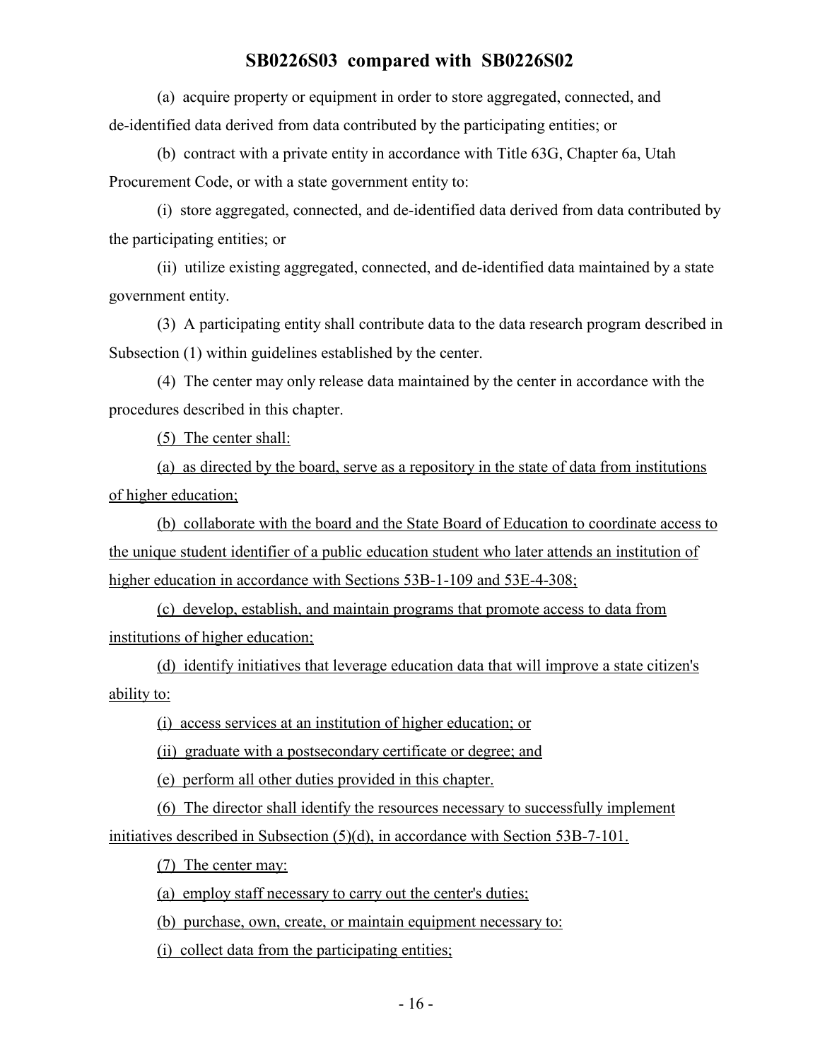(a) acquire property or equipment in order to store aggregated, connected, and de-identified data derived from data contributed by the participating entities; or

(b) contract with a private entity in accordance with Title 63G, Chapter 6a, Utah Procurement Code, or with a state government entity to:

(i) store aggregated, connected, and de-identified data derived from data contributed by the participating entities; or

(ii) utilize existing aggregated, connected, and de-identified data maintained by a state government entity.

(3) A participating entity shall contribute data to the data research program described in Subsection (1) within guidelines established by the center.

(4) The center may only release data maintained by the center in accordance with the procedures described in this chapter.

(5) The center shall:

(a) as directed by the board, serve as a repository in the state of data from institutions of higher education;

(b) collaborate with the board and the State Board of Education to coordinate access to the unique student identifier of a public education student who later attends an institution of higher education in accordance with Sections 53B-1-109 and 53E-4-308;

(c) develop, establish, and maintain programs that promote access to data from institutions of higher education;

(d) identify initiatives that leverage education data that will improve a state citizen's ability to:

(i) access services at an institution of higher education; or

(ii) graduate with a postsecondary certificate or degree; and

(e) perform all other duties provided in this chapter.

(6) The director shall identify the resources necessary to successfully implement initiatives described in Subsection (5)(d), in accordance with Section 53B-7-101.

(7) The center may:

(a) employ staff necessary to carry out the center's duties;

(b) purchase, own, create, or maintain equipment necessary to:

(i) collect data from the participating entities;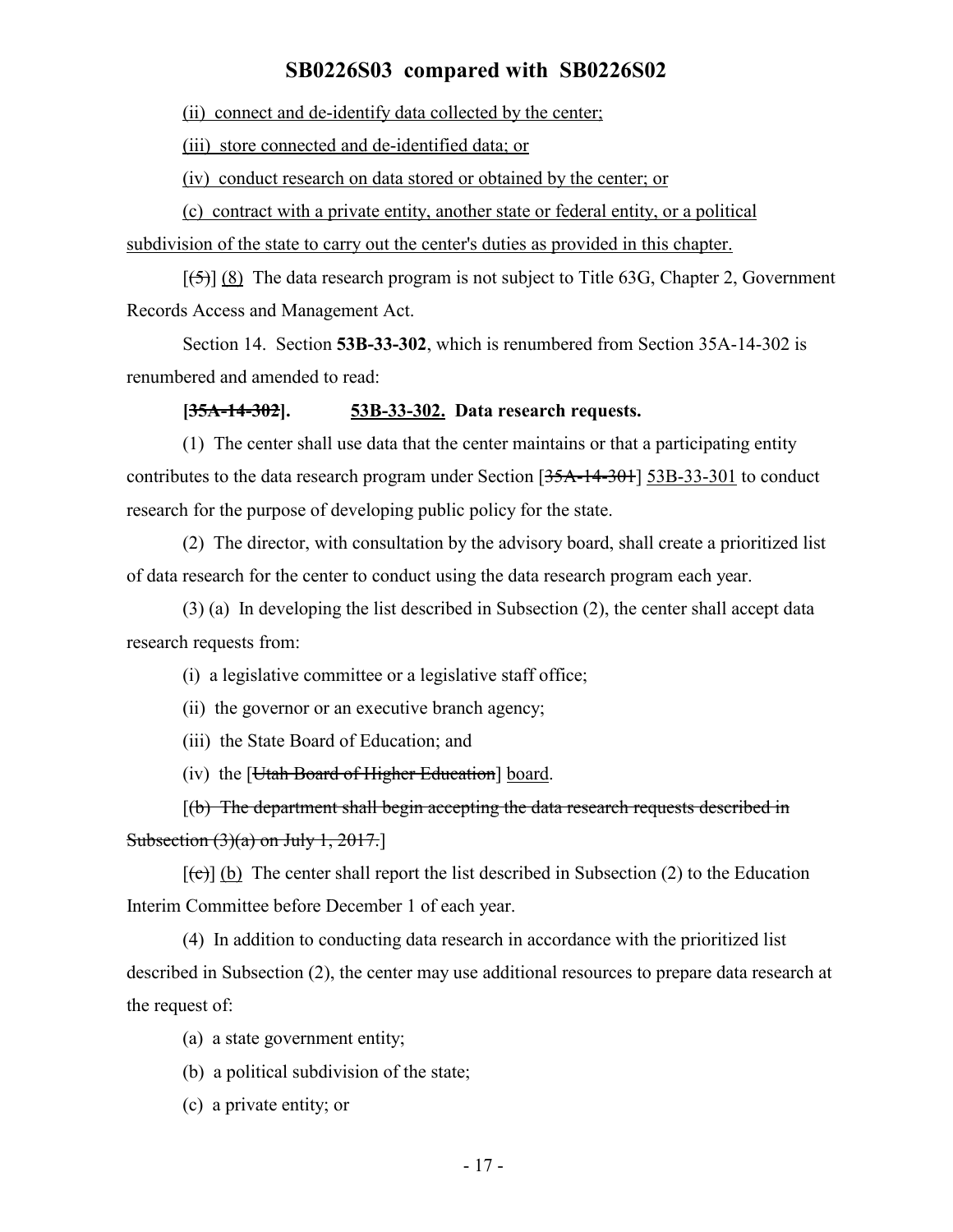(ii) connect and de-identify data collected by the center;

(iii) store connected and de-identified data; or

(iv) conduct research on data stored or obtained by the center; or

(c) contract with a private entity, another state or federal entity, or a political subdivision of the state to carry out the center's duties as provided in this chapter.

[(5)] (8) The data research program is not subject to Title 63G, Chapter 2, Government Records Access and Management Act.

Section 14. Section **53B-33-302**, which is renumbered from Section 35A-14-302 is renumbered and amended to read:

**[35A-14-302]. 53B-33-302. Data research requests.**

(1) The center shall use data that the center maintains or that a participating entity contributes to the data research program under Section [35A-14-301] 53B-33-301 to conduct research for the purpose of developing public policy for the state.

(2) The director, with consultation by the advisory board, shall create a prioritized list of data research for the center to conduct using the data research program each year.

(3) (a) In developing the list described in Subsection (2), the center shall accept data research requests from:

(i) a legislative committee or a legislative staff office;

(ii) the governor or an executive branch agency;

(iii) the State Board of Education; and

(iv) the [Utah Board of Higher Education] board.

[(b) The department shall begin accepting the data research requests described in Subsection (3)(a) on July 1, 2017.]

[(c)] (b) The center shall report the list described in Subsection (2) to the Education Interim Committee before December 1 of each year.

(4) In addition to conducting data research in accordance with the prioritized list described in Subsection (2), the center may use additional resources to prepare data research at the request of:

(a) a state government entity;

(b) a political subdivision of the state;

(c) a private entity; or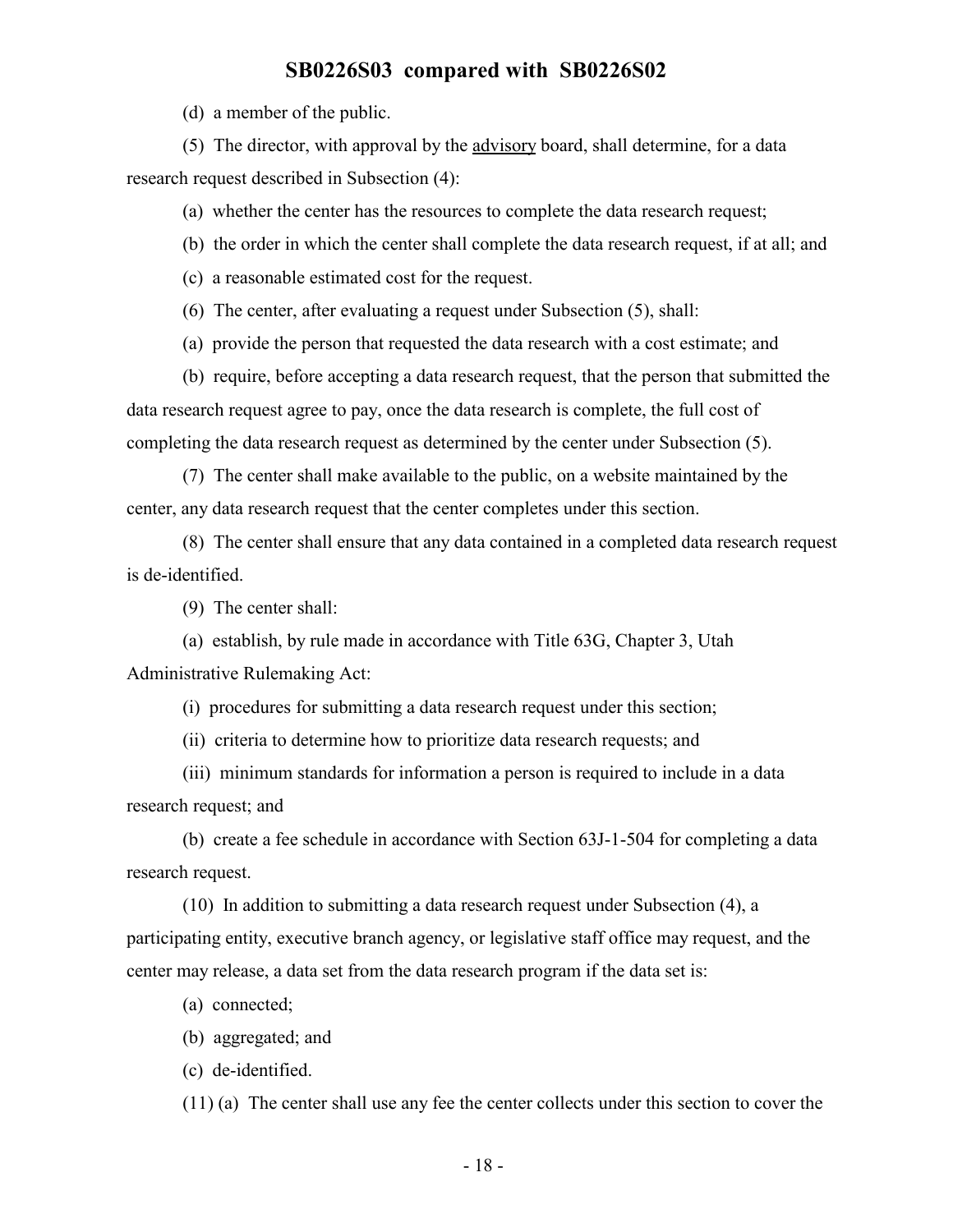(d) a member of the public.

(5) The director, with approval by the <u>advisory</u> board, shall determine, for a data research request described in Subsection (4):

(a) whether the center has the resources to complete the data research request;

(b) the order in which the center shall complete the data research request, if at all; and

(c) a reasonable estimated cost for the request.

(6) The center, after evaluating a request under Subsection (5), shall:

(a) provide the person that requested the data research with a cost estimate; and

(b) require, before accepting a data research request, that the person that submitted the data research request agree to pay, once the data research is complete, the full cost of completing the data research request as determined by the center under Subsection (5).

(7) The center shall make available to the public, on a website maintained by the center, any data research request that the center completes under this section.

(8) The center shall ensure that any data contained in a completed data research request is de-identified.

(9) The center shall:

(a) establish, by rule made in accordance with Title 63G, Chapter 3, Utah Administrative Rulemaking Act:

(i) procedures for submitting a data research request under this section;

(ii) criteria to determine how to prioritize data research requests; and

(iii) minimum standards for information a person is required to include in a data research request; and

(b) create a fee schedule in accordance with Section 63J-1-504 for completing a data research request.

(10) In addition to submitting a data research request under Subsection (4), a participating entity, executive branch agency, or legislative staff office may request, and the center may release, a data set from the data research program if the data set is:

(a) connected;

(b) aggregated; and

(c) de-identified.

(11) (a) The center shall use any fee the center collects under this section to cover the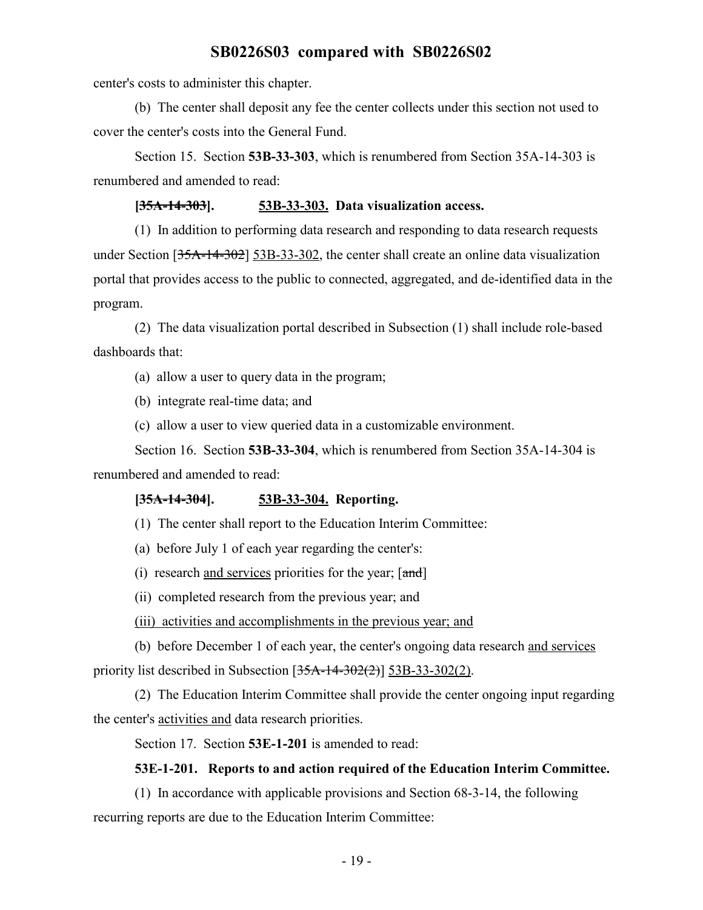center's costs to administer this chapter.

(b) The center shall deposit any fee the center collects under this section not used to cover the center's costs into the General Fund.

Section 15. Section **53B-33-303**, which is renumbered from Section 35A-14-303 is renumbered and amended to read:

**[~~35A-14-303~~]. 53B-33-303. Data visualization access.**

(1) In addition to performing data research and responding to data research requests under Section [~~35A-14-302~~] 53B-33-302, the center shall create an online data visualization portal that provides access to the public to connected, aggregated, and de-identified data in the program.

(2) The data visualization portal described in Subsection (1) shall include role-based dashboards that:

(a) allow a user to query data in the program;

(b) integrate real-time data; and

(c) allow a user to view queried data in a customizable environment.

Section 16. Section **53B-33-304**, which is renumbered from Section 35A-14-304 is renumbered and amended to read:

**[~~35A-14-304~~]. 53B-33-304. Reporting.**

(1) The center shall report to the Education Interim Committee:

(a) before July 1 of each year regarding the center's:

(i) research and services priorities for the year; [~~and~~]

(ii) completed research from the previous year; and

(iii) activities and accomplishments in the previous year; and

(b) before December 1 of each year, the center's ongoing data research and services priority list described in Subsection [~~35A-14-302(2)~~] 53B-33-302(2).

(2) The Education Interim Committee shall provide the center ongoing input regarding the center's activities and data research priorities.

Section 17. Section **53E-1-201** is amended to read:

**53E-1-201. Reports to and action required of the Education Interim Committee.**

(1) In accordance with applicable provisions and Section 68-3-14, the following recurring reports are due to the Education Interim Committee: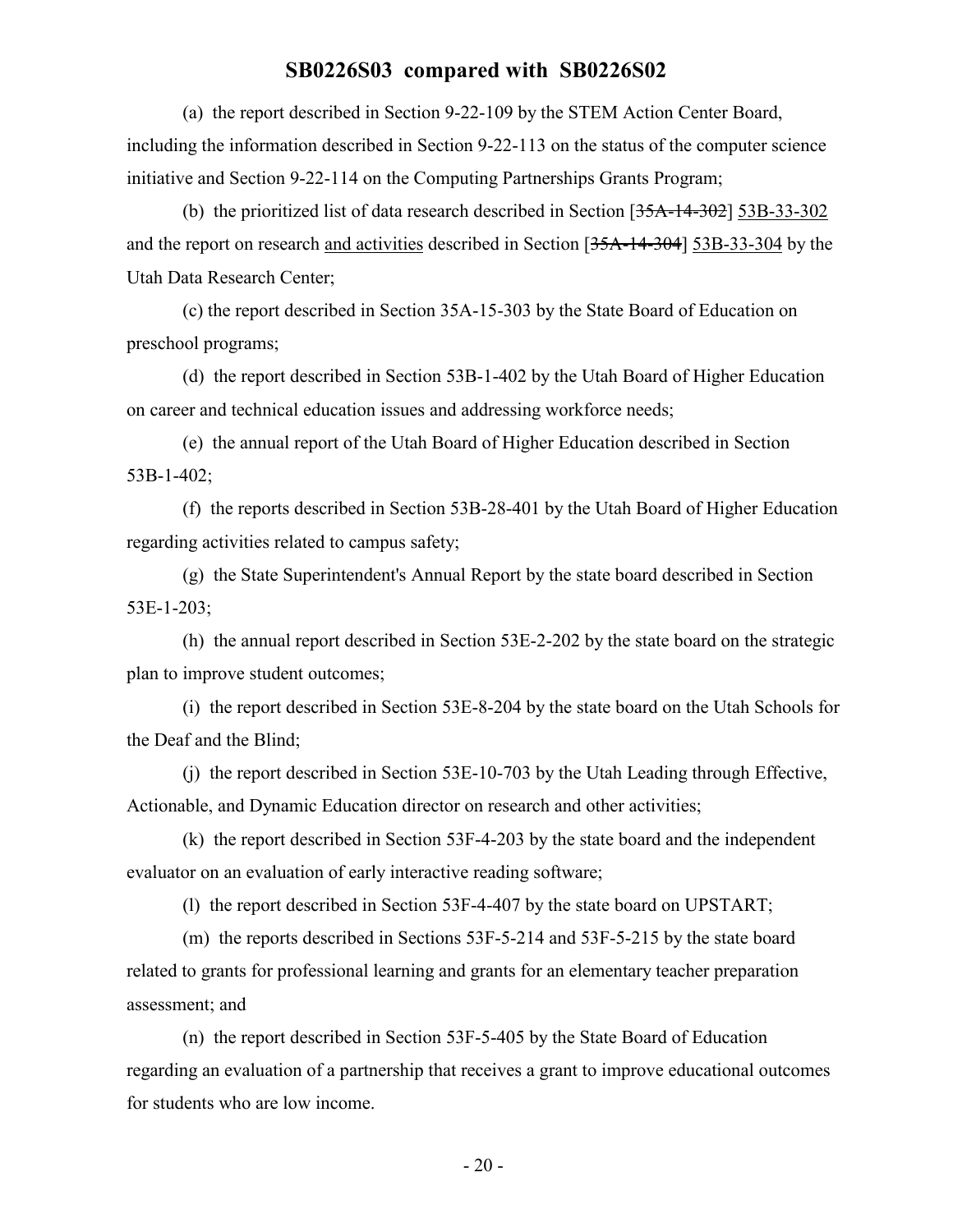(a) the report described in Section 9-22-109 by the STEM Action Center Board, including the information described in Section 9-22-113 on the status of the computer science initiative and Section 9-22-114 on the Computing Partnerships Grants Program;

(b) the prioritized list of data research described in Section [~~35A-14-302~~] <u>53B-33-302</u> and the report on research <u>and activities</u> described in Section [~~35A-14-304~~] <u>53B-33-304</u> by the Utah Data Research Center;

(c) the report described in Section 35A-15-303 by the State Board of Education on preschool programs;

(d) the report described in Section 53B-1-402 by the Utah Board of Higher Education on career and technical education issues and addressing workforce needs;

(e) the annual report of the Utah Board of Higher Education described in Section 53B-1-402;

(f) the reports described in Section 53B-28-401 by the Utah Board of Higher Education regarding activities related to campus safety;

(g) the State Superintendent's Annual Report by the state board described in Section 53E-1-203;

(h) the annual report described in Section 53E-2-202 by the state board on the strategic plan to improve student outcomes;

(i) the report described in Section 53E-8-204 by the state board on the Utah Schools for the Deaf and the Blind;

(j) the report described in Section 53E-10-703 by the Utah Leading through Effective, Actionable, and Dynamic Education director on research and other activities;

(k) the report described in Section 53F-4-203 by the state board and the independent evaluator on an evaluation of early interactive reading software;

(l) the report described in Section 53F-4-407 by the state board on UPSTART;

(m) the reports described in Sections 53F-5-214 and 53F-5-215 by the state board related to grants for professional learning and grants for an elementary teacher preparation assessment; and

(n) the report described in Section 53F-5-405 by the State Board of Education regarding an evaluation of a partnership that receives a grant to improve educational outcomes for students who are low income.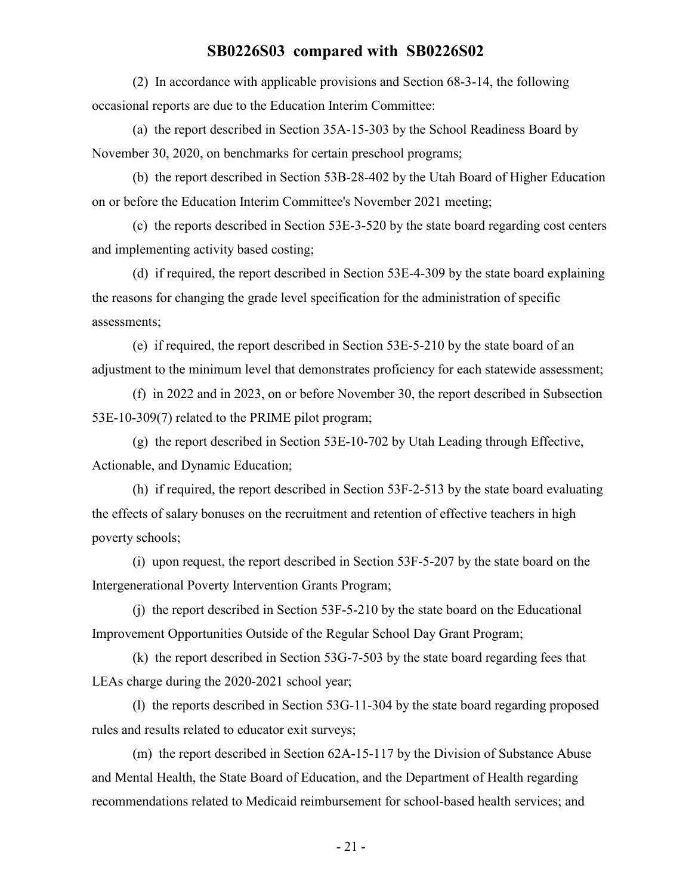(2) In accordance with applicable provisions and Section 68-3-14, the following occasional reports are due to the Education Interim Committee:

(a) the report described in Section 35A-15-303 by the School Readiness Board by November 30, 2020, on benchmarks for certain preschool programs;

(b) the report described in Section 53B-28-402 by the Utah Board of Higher Education on or before the Education Interim Committee's November 2021 meeting;

(c) the reports described in Section 53E-3-520 by the state board regarding cost centers and implementing activity based costing;

(d) if required, the report described in Section 53E-4-309 by the state board explaining the reasons for changing the grade level specification for the administration of specific assessments;

(e) if required, the report described in Section 53E-5-210 by the state board of an adjustment to the minimum level that demonstrates proficiency for each statewide assessment;

(f) in 2022 and in 2023, on or before November 30, the report described in Subsection 53E-10-309(7) related to the PRIME pilot program;

(g) the report described in Section 53E-10-702 by Utah Leading through Effective, Actionable, and Dynamic Education;

(h) if required, the report described in Section 53F-2-513 by the state board evaluating the effects of salary bonuses on the recruitment and retention of effective teachers in high poverty schools;

(i) upon request, the report described in Section 53F-5-207 by the state board on the Intergenerational Poverty Intervention Grants Program;

(j) the report described in Section 53F-5-210 by the state board on the Educational Improvement Opportunities Outside of the Regular School Day Grant Program;

(k) the report described in Section 53G-7-503 by the state board regarding fees that LEAs charge during the 2020-2021 school year;

(l) the reports described in Section 53G-11-304 by the state board regarding proposed rules and results related to educator exit surveys;

(m) the report described in Section 62A-15-117 by the Division of Substance Abuse and Mental Health, the State Board of Education, and the Department of Health regarding recommendations related to Medicaid reimbursement for school-based health services; and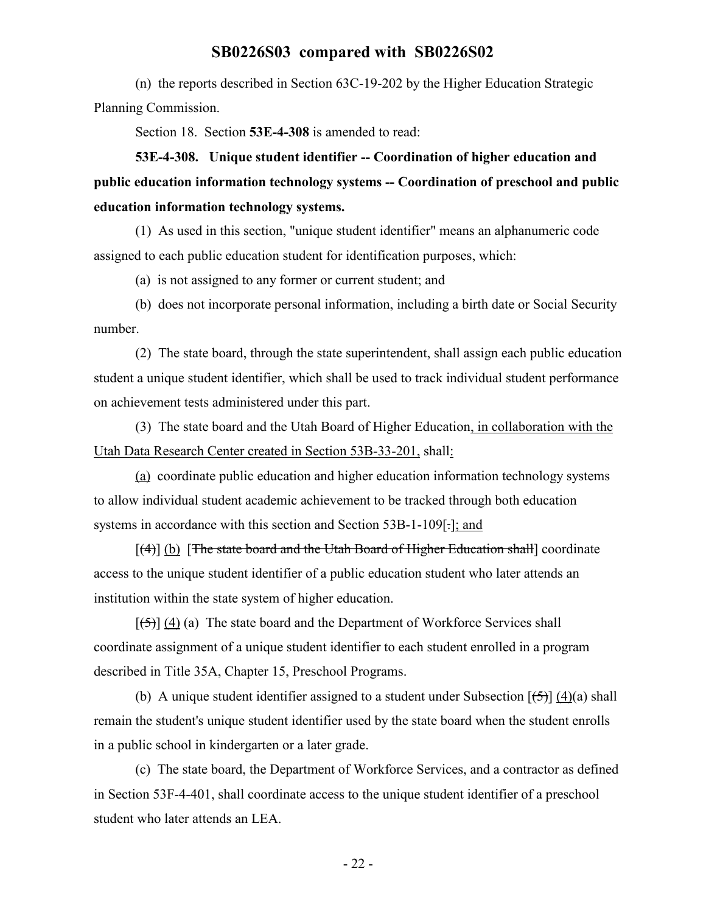(n) the reports described in Section 63C-19-202 by the Higher Education Strategic Planning Commission.

Section 18. Section **53E-4-308** is amended to read:

**53E-4-308. Unique student identifier -- Coordination of higher education and public education information technology systems -- Coordination of preschool and public education information technology systems.**

(1) As used in this section, "unique student identifier" means an alphanumeric code assigned to each public education student for identification purposes, which:

(a) is not assigned to any former or current student; and

(b) does not incorporate personal information, including a birth date or Social Security number.

(2) The state board, through the state superintendent, shall assign each public education student a unique student identifier, which shall be used to track individual student performance on achievement tests administered under this part.

(3) The state board and the Utah Board of Higher Education, in collaboration with the Utah Data Research Center created in Section 53B-33-201, shall:

(a) coordinate public education and higher education information technology systems to allow individual student academic achievement to be tracked through both education systems in accordance with this section and Section 53B-1-109[.]; and

[(4)] (b) [~~The state board and the Utah Board of Higher Education shall~~] coordinate access to the unique student identifier of a public education student who later attends an institution within the state system of higher education.

[(5)] (4) (a) The state board and the Department of Workforce Services shall coordinate assignment of a unique student identifier to each student enrolled in a program described in Title 35A, Chapter 15, Preschool Programs.

(b) A unique student identifier assigned to a student under Subsection [(5)] (4)(a) shall remain the student's unique student identifier used by the state board when the student enrolls in a public school in kindergarten or a later grade.

(c) The state board, the Department of Workforce Services, and a contractor as defined in Section 53F-4-401, shall coordinate access to the unique student identifier of a preschool student who later attends an LEA.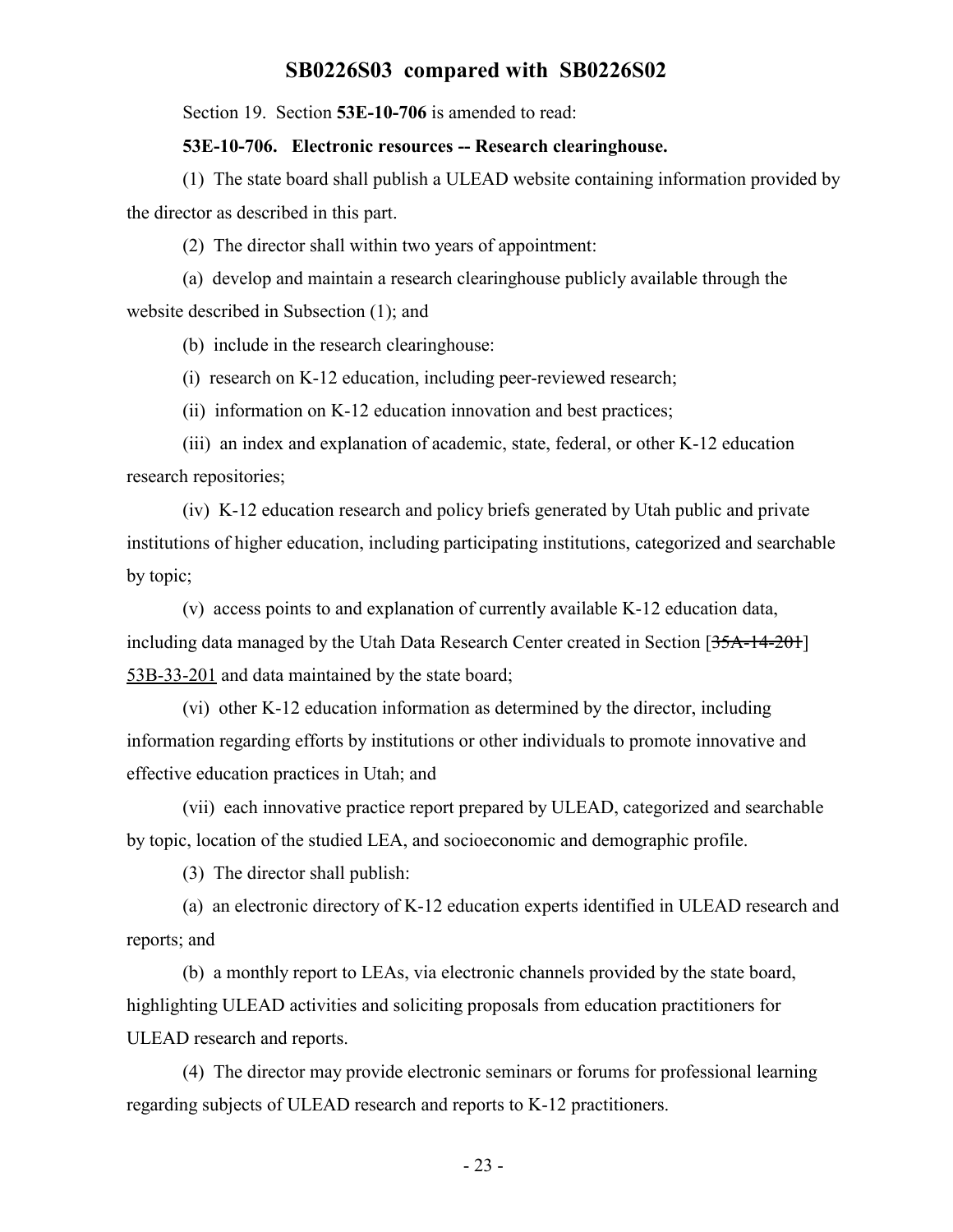Section 19. Section **53E-10-706** is amended to read:

**53E-10-706. Electronic resources -- Research clearinghouse.**

(1) The state board shall publish a ULEAD website containing information provided by the director as described in this part.

(2) The director shall within two years of appointment:

(a) develop and maintain a research clearinghouse publicly available through the website described in Subsection (1); and

(b) include in the research clearinghouse:

(i) research on K-12 education, including peer-reviewed research;

(ii) information on K-12 education innovation and best practices;

(iii) an index and explanation of academic, state, federal, or other K-12 education research repositories;

(iv) K-12 education research and policy briefs generated by Utah public and private institutions of higher education, including participating institutions, categorized and searchable by topic;

(v) access points to and explanation of currently available K-12 education data, including data managed by the Utah Data Research Center created in Section [~~35A-14-201~~] 53B-33-201 and data maintained by the state board;

(vi) other K-12 education information as determined by the director, including information regarding efforts by institutions or other individuals to promote innovative and effective education practices in Utah; and

(vii) each innovative practice report prepared by ULEAD, categorized and searchable by topic, location of the studied LEA, and socioeconomic and demographic profile.

(3) The director shall publish:

(a) an electronic directory of K-12 education experts identified in ULEAD research and reports; and

(b) a monthly report to LEAs, via electronic channels provided by the state board, highlighting ULEAD activities and soliciting proposals from education practitioners for ULEAD research and reports.

(4) The director may provide electronic seminars or forums for professional learning regarding subjects of ULEAD research and reports to K-12 practitioners.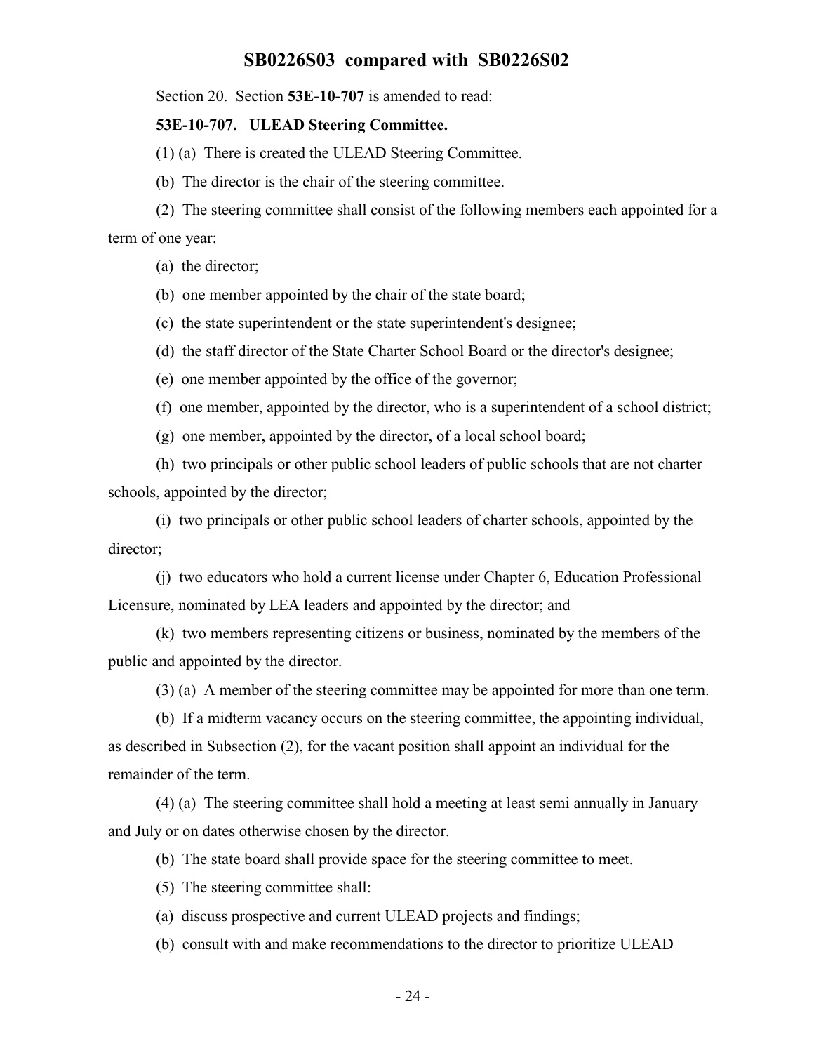Section 20. Section **53E-10-707** is amended to read:

**53E-10-707. ULEAD Steering Committee.**

(1) (a) There is created the ULEAD Steering Committee.

(b) The director is the chair of the steering committee.

(2) The steering committee shall consist of the following members each appointed for a term of one year:

(a) the director;

(b) one member appointed by the chair of the state board;

(c) the state superintendent or the state superintendent's designee;

(d) the staff director of the State Charter School Board or the director's designee;

(e) one member appointed by the office of the governor;

(f) one member, appointed by the director, who is a superintendent of a school district;

(g) one member, appointed by the director, of a local school board;

(h) two principals or other public school leaders of public schools that are not charter schools, appointed by the director;

(i) two principals or other public school leaders of charter schools, appointed by the director;

(j) two educators who hold a current license under Chapter 6, Education Professional Licensure, nominated by LEA leaders and appointed by the director; and

(k) two members representing citizens or business, nominated by the members of the public and appointed by the director.

(3) (a) A member of the steering committee may be appointed for more than one term.

(b) If a midterm vacancy occurs on the steering committee, the appointing individual, as described in Subsection (2), for the vacant position shall appoint an individual for the remainder of the term.

(4) (a) The steering committee shall hold a meeting at least semi annually in January and July or on dates otherwise chosen by the director.

(b) The state board shall provide space for the steering committee to meet.

(5) The steering committee shall:

(a) discuss prospective and current ULEAD projects and findings;

(b) consult with and make recommendations to the director to prioritize ULEAD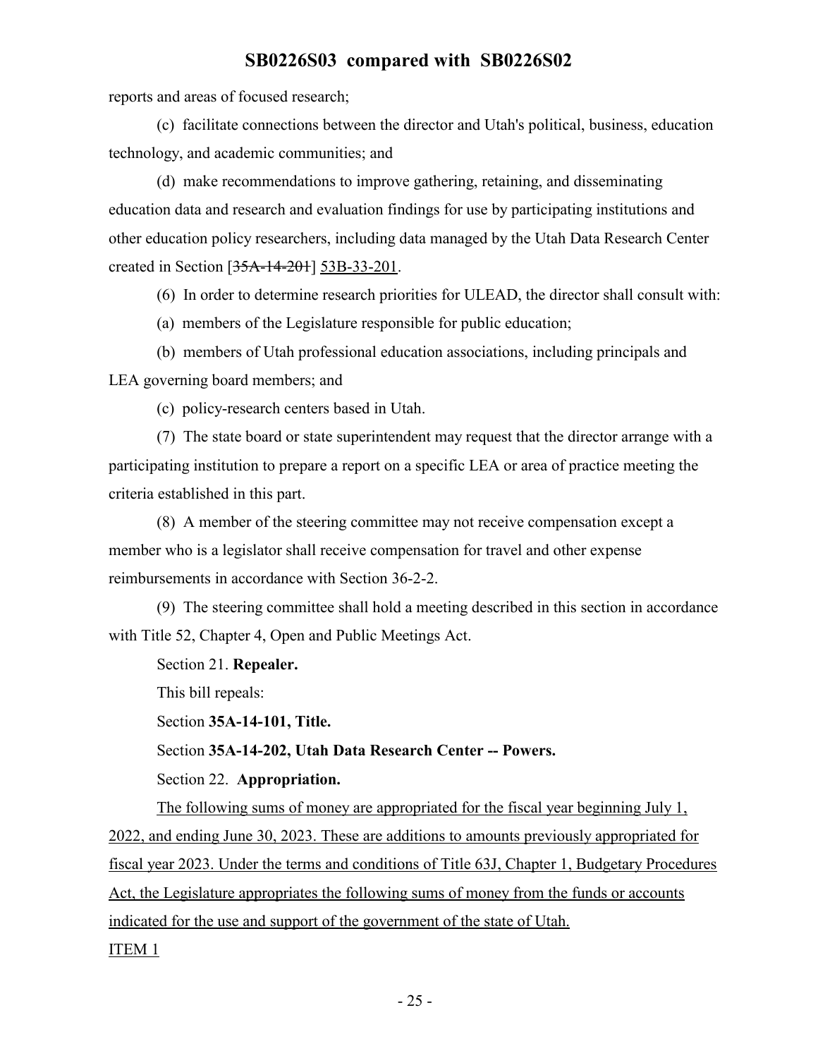reports and areas of focused research;

(c) facilitate connections between the director and Utah's political, business, education technology, and academic communities; and

(d) make recommendations to improve gathering, retaining, and disseminating education data and research and evaluation findings for use by participating institutions and other education policy researchers, including data managed by the Utah Data Research Center created in Section [~~35A-14-201~~] 53B-33-201.

(6) In order to determine research priorities for ULEAD, the director shall consult with:

(a) members of the Legislature responsible for public education;

(b) members of Utah professional education associations, including principals and LEA governing board members; and

(c) policy-research centers based in Utah.

(7) The state board or state superintendent may request that the director arrange with a participating institution to prepare a report on a specific LEA or area of practice meeting the criteria established in this part.

(8) A member of the steering committee may not receive compensation except a member who is a legislator shall receive compensation for travel and other expense reimbursements in accordance with Section 36-2-2.

(9) The steering committee shall hold a meeting described in this section in accordance with Title 52, Chapter 4, Open and Public Meetings Act.

Section 21. **Repealer.**

This bill repeals:

Section **35A-14-101, Title.**

Section **35A-14-202, Utah Data Research Center -- Powers.**

Section 22. **Appropriation.**

The following sums of money are appropriated for the fiscal year beginning July 1, 2022, and ending June 30, 2023. These are additions to amounts previously appropriated for fiscal year 2023. Under the terms and conditions of Title 63J, Chapter 1, Budgetary Procedures Act, the Legislature appropriates the following sums of money from the funds or accounts indicated for the use and support of the government of the state of Utah.

ITEM 1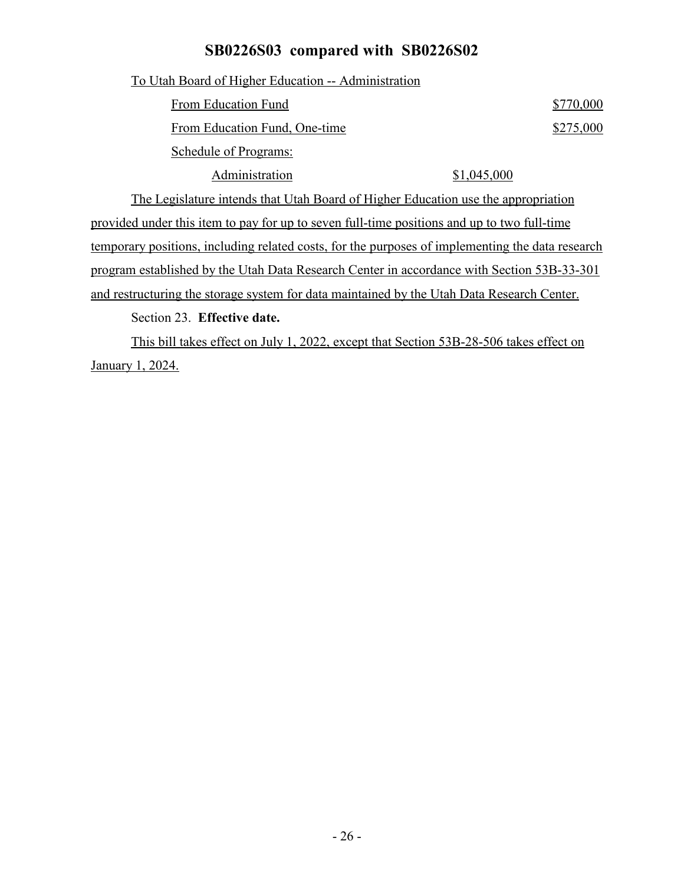To Utah Board of Higher Education -- Administration

| | | |
|---|---|---|
| From Education Fund | | $770,000 |
| From Education Fund, One-time | | $275,000 |
| Schedule of Programs: | | |
| Administration | $1,045,000 | |

The Legislature intends that Utah Board of Higher Education use the appropriation provided under this item to pay for up to seven full-time positions and up to two full-time temporary positions, including related costs, for the purposes of implementing the data research program established by the Utah Data Research Center in accordance with Section 53B-33-301 and restructuring the storage system for data maintained by the Utah Data Research Center.

Section 23. **Effective date.**

This bill takes effect on July 1, 2022, except that Section 53B-28-506 takes effect on January 1, 2024.